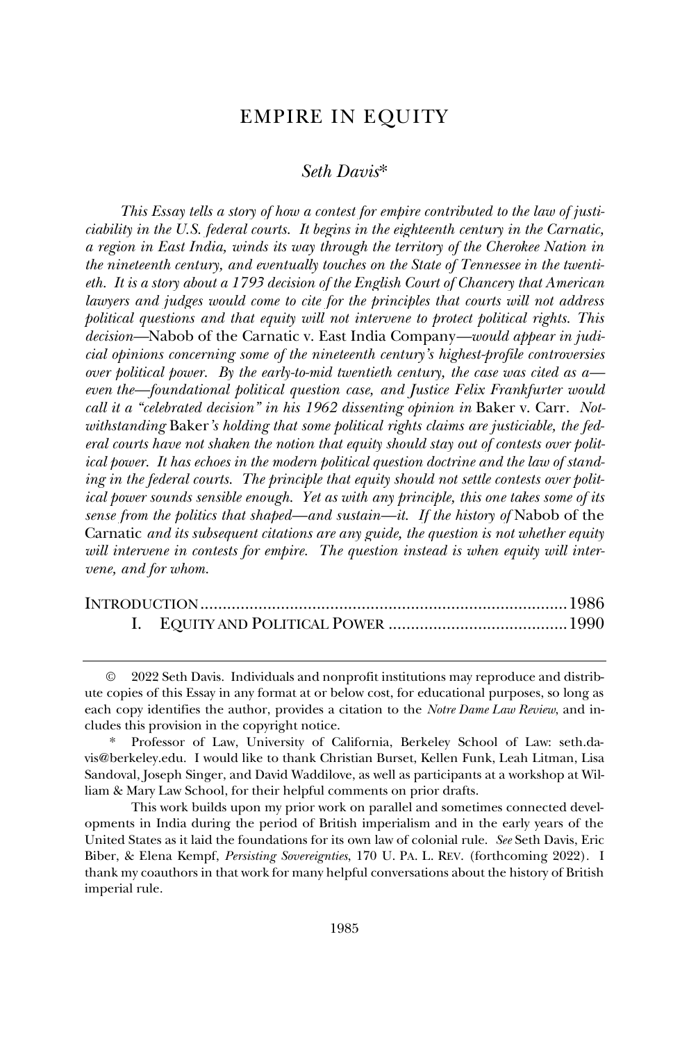# EMPIRE IN EQUITY

*Seth Davis\**

*This Essay tells a story of how a contest for empire contributed to the law of justiciability in the U.S. federal courts. It begins in the eighteenth century in the Carnatic, a region in East India, winds its way through the territory of the Cherokee Nation in the nineteenth century, and eventually touches on the State of Tennessee in the twentieth. It is a story about a 1793 decision of the English Court of Chancery that American lawyers and judges would come to cite for the principles that courts will not address political questions and that equity will not intervene to protect political rights. This decision—*Nabob of the Carnatic v. East India Company*—would appear in judicial opinions concerning some of the nineteenth century's highest-profile controversies over political power. By the early-to-mid twentieth century, the case was cited as a—even the—foundational political question case, and Justice Felix Frankfurter would call it a "celebrated decision" in his 1962 dissenting opinion in* Baker v. Carr. *Notwithstanding* Baker*'s holding that some political rights claims are justiciable, the federal courts have not shaken the notion that equity should stay out of contests over political power. It has echoes in the modern political question doctrine and the law of standing in the federal courts. The principle that equity should not settle contests over political power sounds sensible enough. Yet as with any principle, this one takes some of its sense from the politics that shaped—and sustain—it. If the history of* Nabob of the Carnatic *and its subsequent citations are any guide, the question is not whether equity will intervene in contests for empire. The question instead is when equity will intervene, and for whom.*

INTRODUCTION .................................................................................. 1986
I. EQUITY AND POLITICAL POWER ........................................ 1990

---

© 2022 Seth Davis. Individuals and nonprofit institutions may reproduce and distribute copies of this Essay in any format at or below cost, for educational purposes, so long as each copy identifies the author, provides a citation to the *Notre Dame Law Review*, and includes this provision in the copyright notice.

\* Professor of Law, University of California, Berkeley School of Law: seth.davis@berkeley.edu. I would like to thank Christian Burset, Kellen Funk, Leah Litman, Lisa Sandoval, Joseph Singer, and David Waddilove, as well as participants at a workshop at William & Mary Law School, for their helpful comments on prior drafts.

This work builds upon my prior work on parallel and sometimes connected developments in India during the period of British imperialism and in the early years of the United States as it laid the foundations for its own law of colonial rule. *See* Seth Davis, Eric Biber, & Elena Kempf, *Persisting Sovereignties*, 170 U. PA. L. REV. (forthcoming 2022). I thank my coauthors in that work for many helpful conversations about the history of British imperial rule.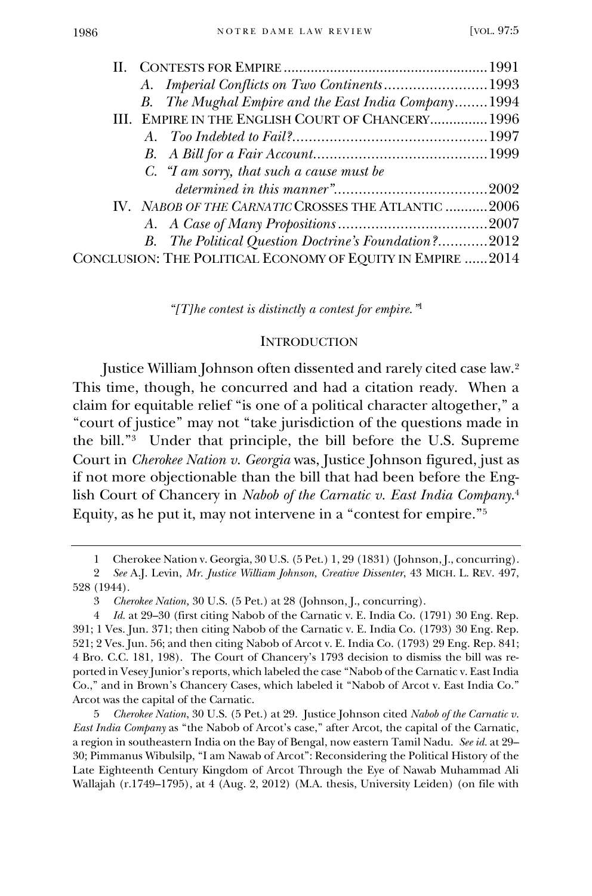II. Contests for Empire ..... 1991
  A. *Imperial Conflicts on Two Continents* ..... 1993
  B. *The Mughal Empire and the East India Company* ..... 1994
III. Empire in the English Court of Chancery ..... 1996
  A. *Too Indebted to Fail?* ..... 1997
  B. *A Bill for a Fair Account* ..... 1999
  C. *"I am sorry, that such a cause must be determined in this manner"* ..... 2002
IV. *Nabob of the Carnatic* Crosses the Atlantic ..... 2006
  A. *A Case of Many Propositions* ..... 2007
  B. *The Political Question Doctrine's Foundation?* ..... 2012
Conclusion: The Political Economy of Equity in Empire ..... 2014

*"[T]he contest is distinctly a contest for empire."*[1]

## Introduction

Justice William Johnson often dissented and rarely cited case law.[2] This time, though, he concurred and had a citation ready. When a claim for equitable relief "is one of a political character altogether," a "court of justice" may not "take jurisdiction of the questions made in the bill."[3] Under that principle, the bill before the U.S. Supreme Court in *Cherokee Nation v. Georgia* was, Justice Johnson figured, just as if not more objectionable than the bill that had been before the English Court of Chancery in *Nabob of the Carnatic v. East India Company*.[4] Equity, as he put it, may not intervene in a "contest for empire."[5]

---

1 Cherokee Nation v. Georgia, 30 U.S. (5 Pet.) 1, 29 (1831) (Johnson, J., concurring).

2 *See* A.J. Levin, *Mr. Justice William Johnson, Creative Dissenter*, 43 Mich. L. Rev. 497, 528 (1944).

3 *Cherokee Nation,* 30 U.S. (5 Pet.) at 28 (Johnson, J., concurring).

4 *Id.* at 29–30 (first citing Nabob of the Carnatic v. E. India Co. (1791) 30 Eng. Rep. 391; 1 Ves. Jun. 371; then citing Nabob of the Carnatic v. E. India Co. (1793) 30 Eng. Rep. 521; 2 Ves. Jun. 56; and then citing Nabob of Arcot v. E. India Co. (1793) 29 Eng. Rep. 841; 4 Bro. C.C. 181, 198). The Court of Chancery's 1793 decision to dismiss the bill was reported in Vesey Junior's reports, which labeled the case "Nabob of the Carnatic v. East India Co.," and in Brown's Chancery Cases, which labeled it "Nabob of Arcot v. East India Co." Arcot was the capital of the Carnatic.

5 *Cherokee Nation*, 30 U.S. (5 Pet.) at 29. Justice Johnson cited *Nabob of the Carnatic v. East India Company* as "the Nabob of Arcot's case," after Arcot, the capital of the Carnatic, a region in southeastern India on the Bay of Bengal, now eastern Tamil Nadu. *See id.* at 29–30; Pimmanus Wibulsilp, "I am Nawab of Arcot": Reconsidering the Political History of the Late Eighteenth Century Kingdom of Arcot Through the Eye of Nawab Muhammad Ali Wallajah (r.1749–1795), at 4 (Aug. 2, 2012) (M.A. thesis, University Leiden) (on file with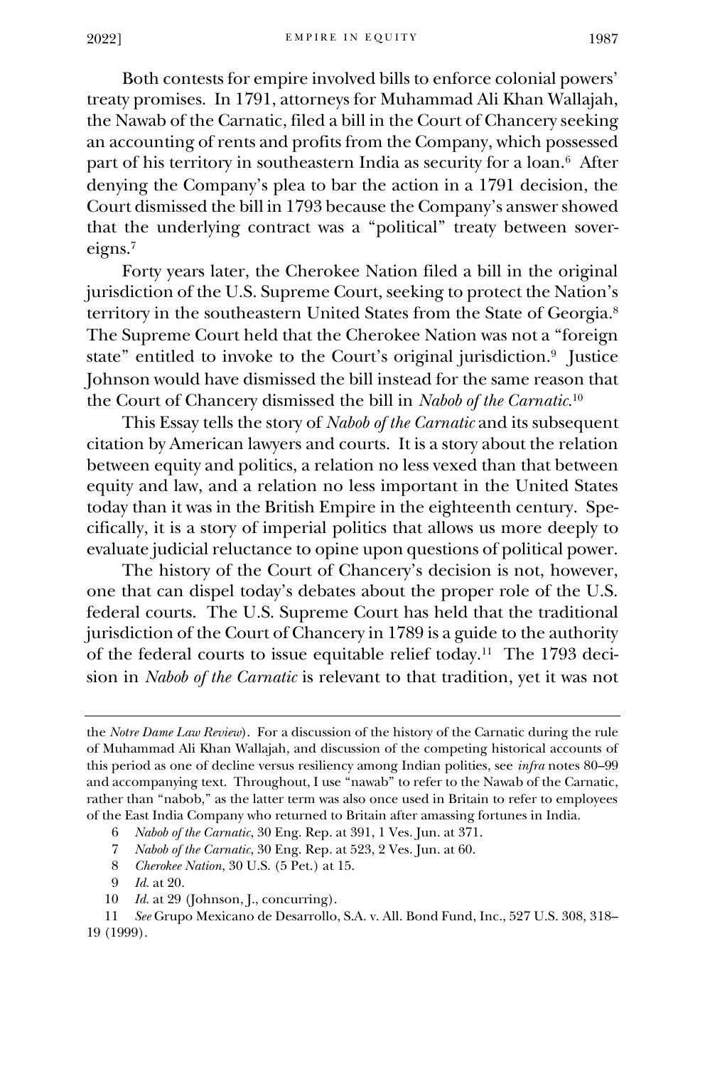Both contests for empire involved bills to enforce colonial powers' treaty promises. In 1791, attorneys for Muhammad Ali Khan Wallajah, the Nawab of the Carnatic, filed a bill in the Court of Chancery seeking an accounting of rents and profits from the Company, which possessed part of his territory in southeastern India as security for a loan.[6] After denying the Company's plea to bar the action in a 1791 decision, the Court dismissed the bill in 1793 because the Company's answer showed that the underlying contract was a "political" treaty between sovereigns.[7]

Forty years later, the Cherokee Nation filed a bill in the original jurisdiction of the U.S. Supreme Court, seeking to protect the Nation's territory in the southeastern United States from the State of Georgia.[8] The Supreme Court held that the Cherokee Nation was not a "foreign state" entitled to invoke to the Court's original jurisdiction.[9] Justice Johnson would have dismissed the bill instead for the same reason that the Court of Chancery dismissed the bill in *Nabob of the Carnatic*.[10]

This Essay tells the story of *Nabob of the Carnatic* and its subsequent citation by American lawyers and courts. It is a story about the relation between equity and politics, a relation no less vexed than that between equity and law, and a relation no less important in the United States today than it was in the British Empire in the eighteenth century. Specifically, it is a story of imperial politics that allows us more deeply to evaluate judicial reluctance to opine upon questions of political power.

The history of the Court of Chancery's decision is not, however, one that can dispel today's debates about the proper role of the U.S. federal courts. The U.S. Supreme Court has held that the traditional jurisdiction of the Court of Chancery in 1789 is a guide to the authority of the federal courts to issue equitable relief today.[11] The 1793 decision in *Nabob of the Carnatic* is relevant to that tradition, yet it was not

---

the *Notre Dame Law Review*). For a discussion of the history of the Carnatic during the rule of Muhammad Ali Khan Wallajah, and discussion of the competing historical accounts of this period as one of decline versus resiliency among Indian polities, see *infra* notes 80–99 and accompanying text. Throughout, I use "nawab" to refer to the Nawab of the Carnatic, rather than "nabob," as the latter term was also once used in Britain to refer to employees of the East India Company who returned to Britain after amassing fortunes in India.

6 *Nabob of the Carnatic*, 30 Eng. Rep. at 391, 1 Ves. Jun. at 371.

7 *Nabob of the Carnatic*, 30 Eng. Rep. at 523, 2 Ves. Jun. at 60.

8 *Cherokee Nation*, 30 U.S. (5 Pet.) at 15.

9 *Id.* at 20.

10 *Id.* at 29 (Johnson, J., concurring).

11 *See* Grupo Mexicano de Desarrollo, S.A. v. All. Bond Fund, Inc., 527 U.S. 308, 318–19 (1999).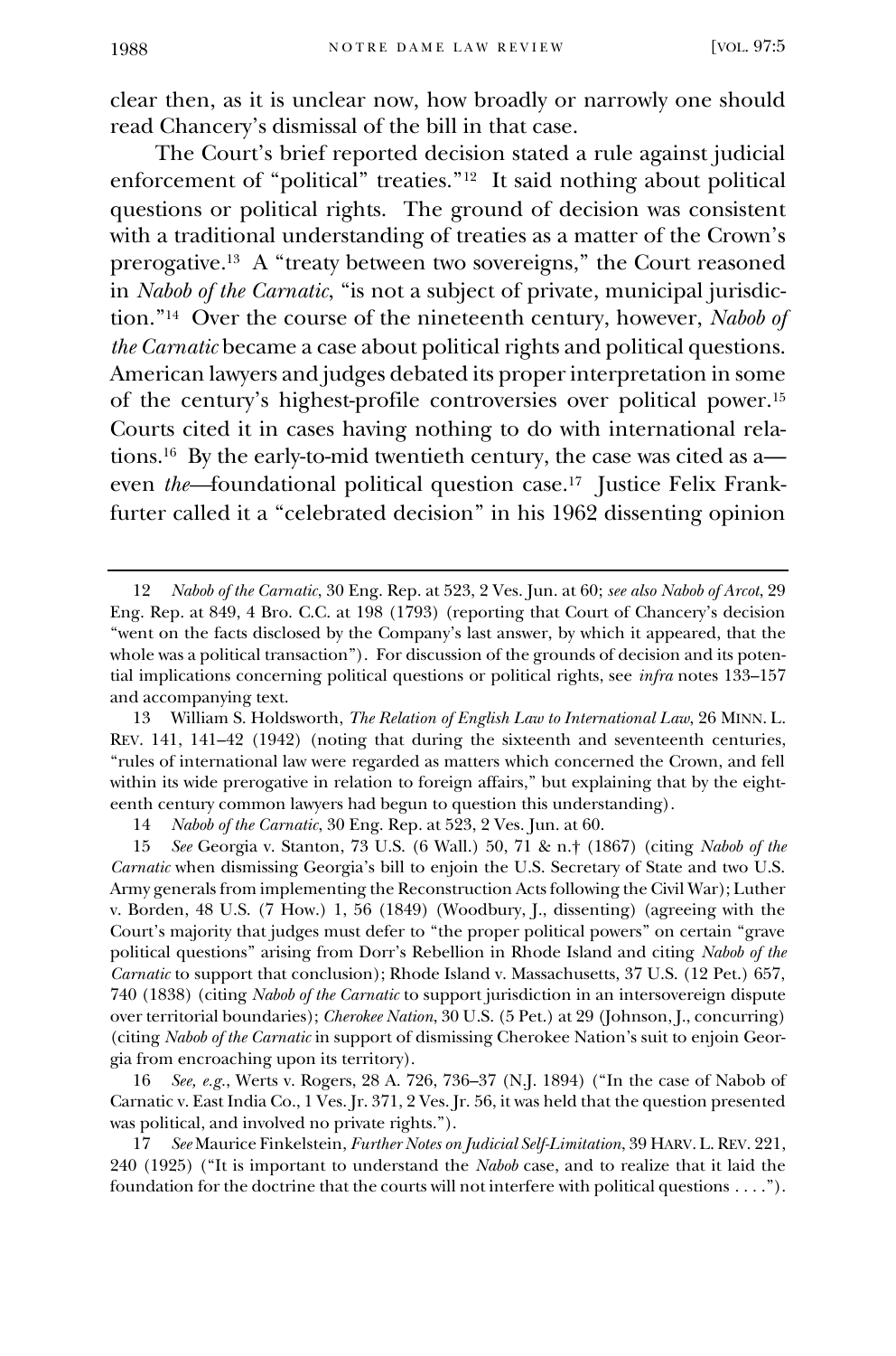clear then, as it is unclear now, how broadly or narrowly one should read Chancery's dismissal of the bill in that case.

The Court's brief reported decision stated a rule against judicial enforcement of "political" treaties."[12] It said nothing about political questions or political rights. The ground of decision was consistent with a traditional understanding of treaties as a matter of the Crown's prerogative.[13] A "treaty between two sovereigns," the Court reasoned in *Nabob of the Carnatic*, "is not a subject of private, municipal jurisdiction."[14] Over the course of the nineteenth century, however, *Nabob of the Carnatic* became a case about political rights and political questions. American lawyers and judges debated its proper interpretation in some of the century's highest-profile controversies over political power.[15] Courts cited it in cases having nothing to do with international relations.[16] By the early-to-mid twentieth century, the case was cited as a—even *the*—foundational political question case.[17] Justice Felix Frankfurter called it a "celebrated decision" in his 1962 dissenting opinion

---

12 *Nabob of the Carnatic*, 30 Eng. Rep. at 523, 2 Ves. Jun. at 60; *see also Nabob of Arcot*, 29 Eng. Rep. at 849, 4 Bro. C.C. at 198 (1793) (reporting that Court of Chancery's decision "went on the facts disclosed by the Company's last answer, by which it appeared, that the whole was a political transaction"). For discussion of the grounds of decision and its potential implications concerning political questions or political rights, see *infra* notes 133–157 and accompanying text.

13 William S. Holdsworth, *The Relation of English Law to International Law*, 26 MINN. L. REV. 141, 141–42 (1942) (noting that during the sixteenth and seventeenth centuries, "rules of international law were regarded as matters which concerned the Crown, and fell within its wide prerogative in relation to foreign affairs," but explaining that by the eighteenth century common lawyers had begun to question this understanding).

14 *Nabob of the Carnatic*, 30 Eng. Rep. at 523, 2 Ves. Jun. at 60.

15 *See* Georgia v. Stanton, 73 U.S. (6 Wall.) 50, 71 & n.† (1867) (citing *Nabob of the Carnatic* when dismissing Georgia's bill to enjoin the U.S. Secretary of State and two U.S. Army generals from implementing the Reconstruction Acts following the Civil War); Luther v. Borden, 48 U.S. (7 How.) 1, 56 (1849) (Woodbury, J., dissenting) (agreeing with the Court's majority that judges must defer to "the proper political powers" on certain "grave political questions" arising from Dorr's Rebellion in Rhode Island and citing *Nabob of the Carnatic* to support that conclusion); Rhode Island v. Massachusetts, 37 U.S. (12 Pet.) 657, 740 (1838) (citing *Nabob of the Carnatic* to support jurisdiction in an intersovereign dispute over territorial boundaries); *Cherokee Nation*, 30 U.S. (5 Pet.) at 29 (Johnson, J., concurring) (citing *Nabob of the Carnatic* in support of dismissing Cherokee Nation's suit to enjoin Georgia from encroaching upon its territory).

16 *See, e.g.*, Werts v. Rogers, 28 A. 726, 736–37 (N.J. 1894) ("In the case of Nabob of Carnatic v. East India Co., 1 Ves. Jr. 371, 2 Ves. Jr. 56, it was held that the question presented was political, and involved no private rights.").

17 *See* Maurice Finkelstein, *Further Notes on Judicial Self-Limitation*, 39 HARV. L. REV. 221, 240 (1925) ("It is important to understand the *Nabob* case, and to realize that it laid the foundation for the doctrine that the courts will not interfere with political questions . . . .").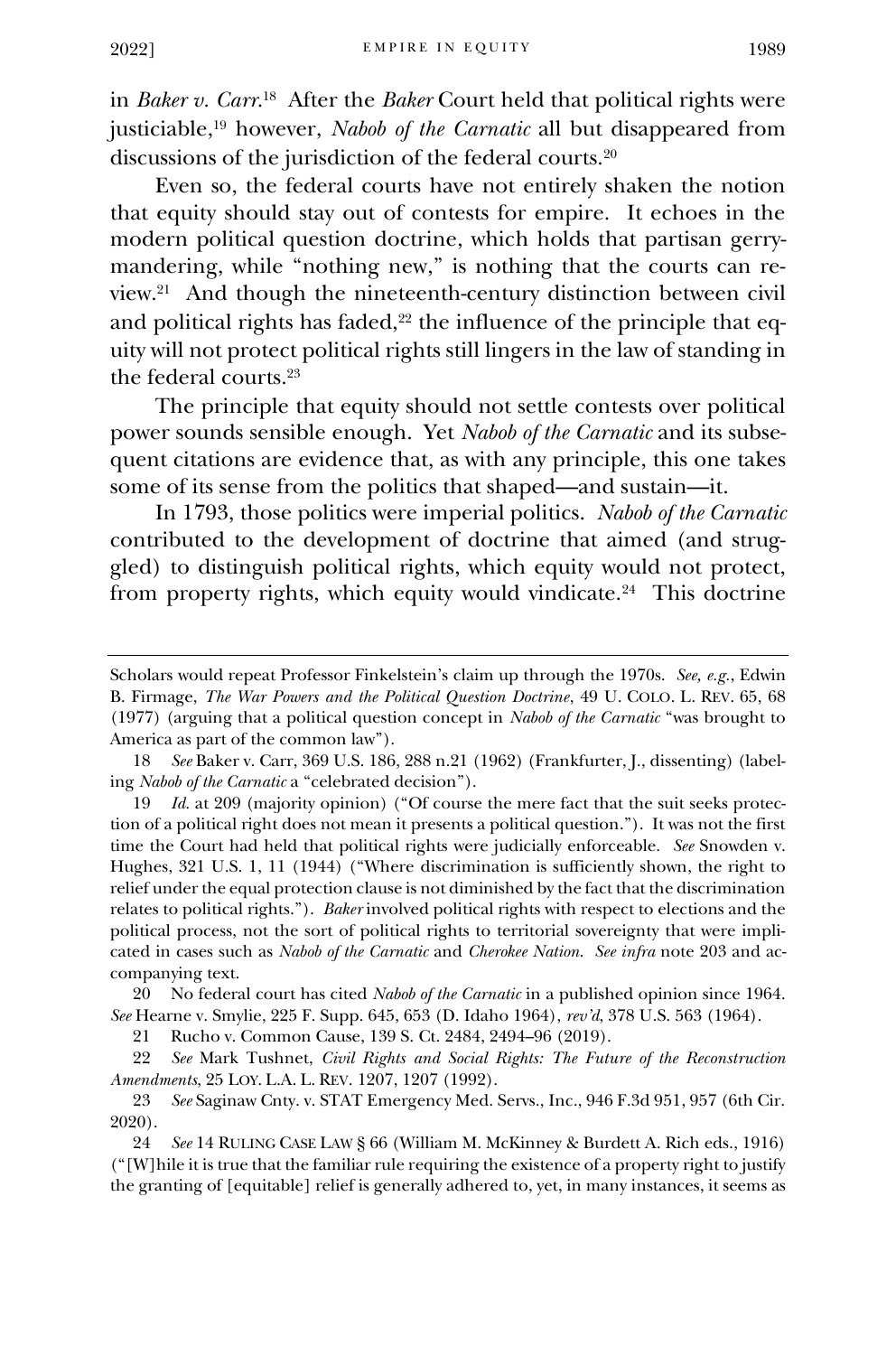in *Baker v. Carr*.[18] After the *Baker* Court held that political rights were justiciable,[19] however, *Nabob of the Carnatic* all but disappeared from discussions of the jurisdiction of the federal courts.[20]

Even so, the federal courts have not entirely shaken the notion that equity should stay out of contests for empire. It echoes in the modern political question doctrine, which holds that partisan gerrymandering, while "nothing new," is nothing that the courts can review.[21] And though the nineteenth-century distinction between civil and political rights has faded,[22] the influence of the principle that equity will not protect political rights still lingers in the law of standing in the federal courts.[23]

The principle that equity should not settle contests over political power sounds sensible enough. Yet *Nabob of the Carnatic* and its subsequent citations are evidence that, as with any principle, this one takes some of its sense from the politics that shaped—and sustain—it.

In 1793, those politics were imperial politics. *Nabob of the Carnatic* contributed to the development of doctrine that aimed (and struggled) to distinguish political rights, which equity would not protect, from property rights, which equity would vindicate.[24] This doctrine

---

Scholars would repeat Professor Finkelstein's claim up through the 1970s. *See, e.g.*, Edwin B. Firmage, *The War Powers and the Political Question Doctrine*, 49 U. COLO. L. REV. 65, 68 (1977) (arguing that a political question concept in *Nabob of the Carnatic* "was brought to America as part of the common law").

18 *See* Baker v. Carr, 369 U.S. 186, 288 n.21 (1962) (Frankfurter, J., dissenting) (labeling *Nabob of the Carnatic* a "celebrated decision").

19 *Id.* at 209 (majority opinion) ("Of course the mere fact that the suit seeks protection of a political right does not mean it presents a political question."). It was not the first time the Court had held that political rights were judicially enforceable. *See* Snowden v. Hughes, 321 U.S. 1, 11 (1944) ("Where discrimination is sufficiently shown, the right to relief under the equal protection clause is not diminished by the fact that the discrimination relates to political rights."). *Baker* involved political rights with respect to elections and the political process, not the sort of political rights to territorial sovereignty that were implicated in cases such as *Nabob of the Carnatic* and *Cherokee Nation*. *See infra* note 203 and accompanying text.

20 No federal court has cited *Nabob of the Carnatic* in a published opinion since 1964. *See* Hearne v. Smylie, 225 F. Supp. 645, 653 (D. Idaho 1964), *rev'd*, 378 U.S. 563 (1964).

21 Rucho v. Common Cause, 139 S. Ct. 2484, 2494–96 (2019).

22 *See* Mark Tushnet, *Civil Rights and Social Rights: The Future of the Reconstruction Amendments*, 25 LOY. L.A. L. REV. 1207, 1207 (1992).

23 *See* Saginaw Cnty. v. STAT Emergency Med. Servs., Inc., 946 F.3d 951, 957 (6th Cir. 2020).

24 *See* 14 RULING CASE LAW § 66 (William M. McKinney & Burdett A. Rich eds., 1916) ("[W]hile it is true that the familiar rule requiring the existence of a property right to justify the granting of [equitable] relief is generally adhered to, yet, in many instances, it seems as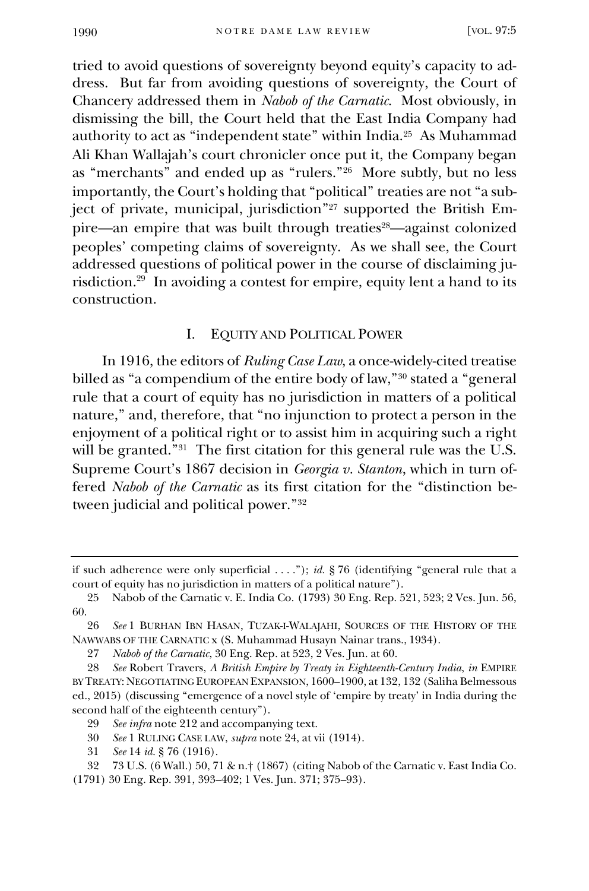tried to avoid questions of sovereignty beyond equity's capacity to address. But far from avoiding questions of sovereignty, the Court of Chancery addressed them in *Nabob of the Carnatic*. Most obviously, in dismissing the bill, the Court held that the East India Company had authority to act as "independent state" within India.[25] As Muhammad Ali Khan Wallajah's court chronicler once put it, the Company began as "merchants" and ended up as "rulers."[26] More subtly, but no less importantly, the Court's holding that "political" treaties are not "a subject of private, municipal, jurisdiction"[27] supported the British Empire—an empire that was built through treaties[28]—against colonized peoples' competing claims of sovereignty. As we shall see, the Court addressed questions of political power in the course of disclaiming jurisdiction.[29] In avoiding a contest for empire, equity lent a hand to its construction.

## I. Equity and Political Power

In 1916, the editors of *Ruling Case Law*, a once-widely-cited treatise billed as "a compendium of the entire body of law,"[30] stated a "general rule that a court of equity has no jurisdiction in matters of a political nature," and, therefore, that "no injunction to protect a person in the enjoyment of a political right or to assist him in acquiring such a right will be granted."[31] The first citation for this general rule was the U.S. Supreme Court's 1867 decision in *Georgia v. Stanton*, which in turn offered *Nabob of the Carnatic* as its first citation for the "distinction between judicial and political power."[32]

---

if such adherence were only superficial . . . ."); *id.* § 76 (identifying "general rule that a court of equity has no jurisdiction in matters of a political nature").

25 Nabob of the Carnatic v. E. India Co. (1793) 30 Eng. Rep. 521, 523; 2 Ves. Jun. 56, 60.

26 *See* 1 Burhan Ibn Hasan, Tuzak-i-Walajahi, Sources of the History of the Nawwabs of the Carnatic x (S. Muhammad Husayn Nainar trans., 1934).

27 *Nabob of the Carnatic*, 30 Eng. Rep. at 523, 2 Ves. Jun. at 60.

28 *See* Robert Travers, *A British Empire by Treaty in Eighteenth-Century India*, *in* Empire by Treaty: Negotiating European Expansion, 1600–1900, at 132, 132 (Saliha Belmessous ed., 2015) (discussing "emergence of a novel style of 'empire by treaty' in India during the second half of the eighteenth century").

29 *See infra* note 212 and accompanying text.

30 *See* 1 Ruling Case Law, *supra* note 24, at vii (1914).

31 *See* 14 *id.* § 76 (1916).

32 73 U.S. (6 Wall.) 50, 71 & n.† (1867) (citing Nabob of the Carnatic v. East India Co. (1791) 30 Eng. Rep. 391, 393–402; 1 Ves. Jun. 371; 375–93).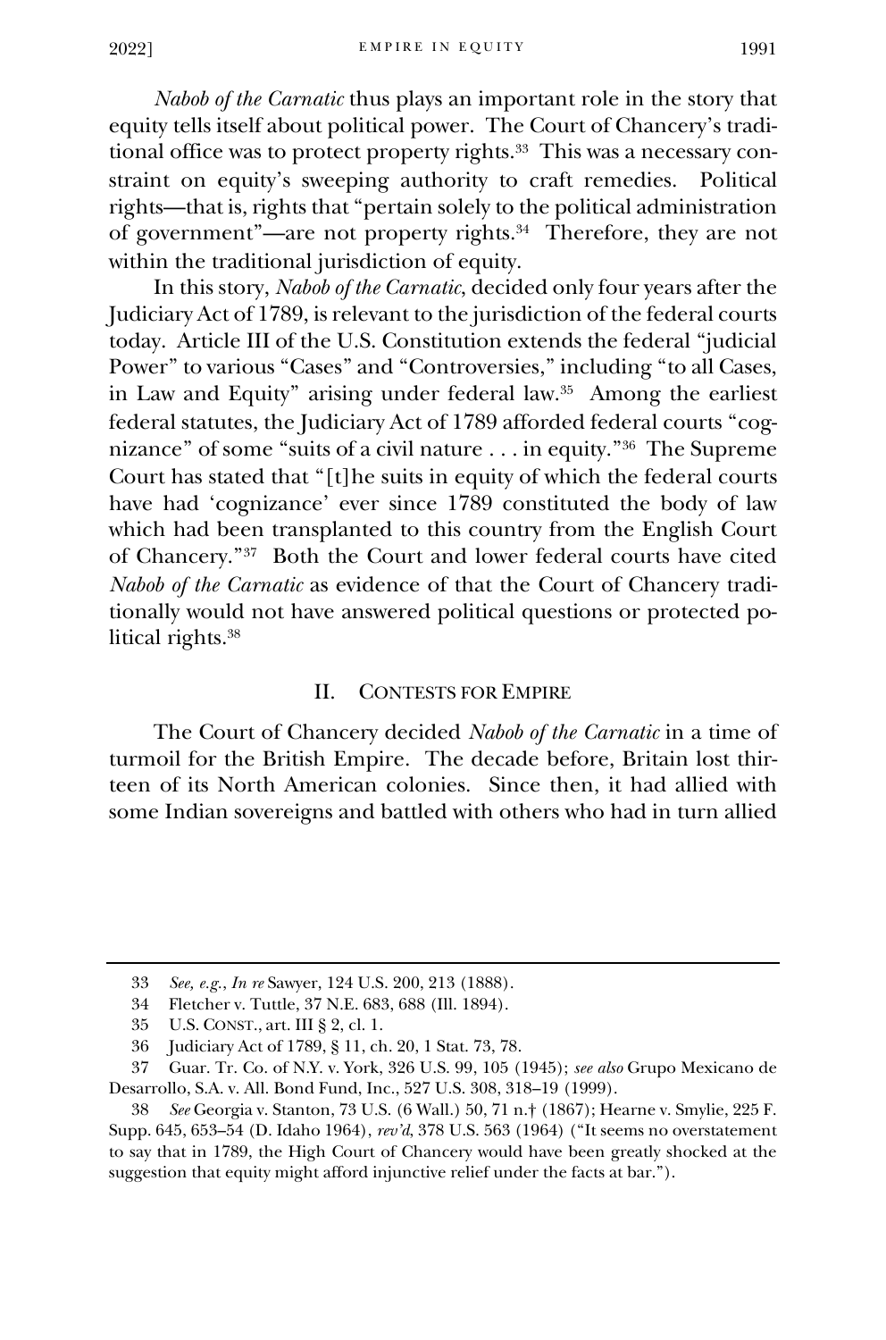*Nabob of the Carnatic* thus plays an important role in the story that equity tells itself about political power. The Court of Chancery's traditional office was to protect property rights.[33] This was a necessary constraint on equity's sweeping authority to craft remedies. Political rights—that is, rights that "pertain solely to the political administration of government"—are not property rights.[34] Therefore, they are not within the traditional jurisdiction of equity.

In this story, *Nabob of the Carnatic*, decided only four years after the Judiciary Act of 1789, is relevant to the jurisdiction of the federal courts today. Article III of the U.S. Constitution extends the federal "judicial Power" to various "Cases" and "Controversies," including "to all Cases, in Law and Equity" arising under federal law.[35] Among the earliest federal statutes, the Judiciary Act of 1789 afforded federal courts "cognizance" of some "suits of a civil nature . . . in equity."[36] The Supreme Court has stated that "[t]he suits in equity of which the federal courts have had 'cognizance' ever since 1789 constituted the body of law which had been transplanted to this country from the English Court of Chancery."[37] Both the Court and lower federal courts have cited *Nabob of the Carnatic* as evidence of that the Court of Chancery traditionally would not have answered political questions or protected political rights.[38]

## II. Contests for Empire

The Court of Chancery decided *Nabob of the Carnatic* in a time of turmoil for the British Empire. The decade before, Britain lost thirteen of its North American colonies. Since then, it had allied with some Indian sovereigns and battled with others who had in turn allied

---

33 *See, e.g.*, *In re* Sawyer, 124 U.S. 200, 213 (1888).

34 Fletcher v. Tuttle, 37 N.E. 683, 688 (Ill. 1894).

35 U.S. CONST., art. III § 2, cl. 1.

36 Judiciary Act of 1789, § 11, ch. 20, 1 Stat. 73, 78.

37 Guar. Tr. Co. of N.Y. v. York, 326 U.S. 99, 105 (1945); *see also* Grupo Mexicano de Desarrollo, S.A. v. All. Bond Fund, Inc., 527 U.S. 308, 318–19 (1999).

38 *See* Georgia v. Stanton, 73 U.S. (6 Wall.) 50, 71 n.† (1867); Hearne v. Smylie, 225 F. Supp. 645, 653–54 (D. Idaho 1964), *rev'd*, 378 U.S. 563 (1964) ("It seems no overstatement to say that in 1789, the High Court of Chancery would have been greatly shocked at the suggestion that equity might afford injunctive relief under the facts at bar.").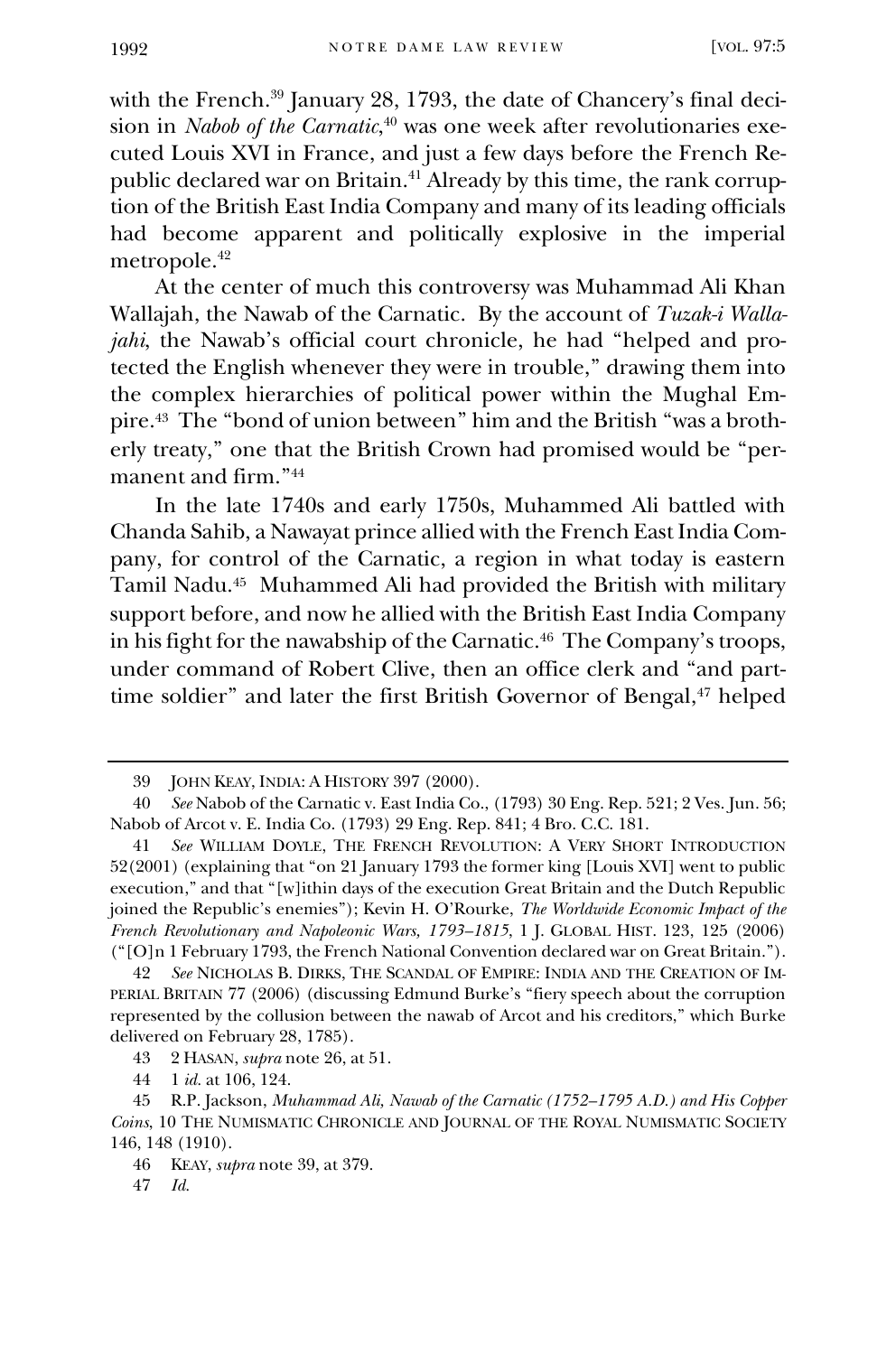with the French.[39] January 28, 1793, the date of Chancery's final decision in *Nabob of the Carnatic*,[40] was one week after revolutionaries executed Louis XVI in France, and just a few days before the French Republic declared war on Britain.[41] Already by this time, the rank corruption of the British East India Company and many of its leading officials had become apparent and politically explosive in the imperial metropole.[42]

At the center of much this controversy was Muhammad Ali Khan Wallajah, the Nawab of the Carnatic. By the account of *Tuzak-i Wallajahi*, the Nawab's official court chronicle, he had "helped and protected the English whenever they were in trouble," drawing them into the complex hierarchies of political power within the Mughal Empire.[43] The "bond of union between" him and the British "was a brotherly treaty," one that the British Crown had promised would be "permanent and firm."[44]

In the late 1740s and early 1750s, Muhammed Ali battled with Chanda Sahib, a Nawayat prince allied with the French East India Company, for control of the Carnatic, a region in what today is eastern Tamil Nadu.[45] Muhammed Ali had provided the British with military support before, and now he allied with the British East India Company in his fight for the nawabship of the Carnatic.[46] The Company's troops, under command of Robert Clive, then an office clerk and "and part-time soldier" and later the first British Governor of Bengal,[47] helped

---

39 JOHN KEAY, INDIA: A HISTORY 397 (2000).

40 *See* Nabob of the Carnatic v. East India Co., (1793) 30 Eng. Rep. 521; 2 Ves. Jun. 56; Nabob of Arcot v. E. India Co. (1793) 29 Eng. Rep. 841; 4 Bro. C.C. 181.

41 *See* WILLIAM DOYLE, THE FRENCH REVOLUTION: A VERY SHORT INTRODUCTION 52(2001) (explaining that "on 21 January 1793 the former king [Louis XVI] went to public execution," and that "[w]ithin days of the execution Great Britain and the Dutch Republic joined the Republic's enemies"); Kevin H. O'Rourke, *The Worldwide Economic Impact of the French Revolutionary and Napoleonic Wars, 1793–1815*, 1 J. GLOBAL HIST. 123, 125 (2006) ("[O]n 1 February 1793, the French National Convention declared war on Great Britain.").

42 *See* NICHOLAS B. DIRKS, THE SCANDAL OF EMPIRE: INDIA AND THE CREATION OF IMPERIAL BRITAIN 77 (2006) (discussing Edmund Burke's "fiery speech about the corruption represented by the collusion between the nawab of Arcot and his creditors," which Burke delivered on February 28, 1785).

43 2 HASAN, *supra* note 26, at 51.

44 1 *id.* at 106, 124.

45 R.P. Jackson, *Muhammad Ali, Nawab of the Carnatic (1752–1795 A.D.) and His Copper Coins*, 10 THE NUMISMATIC CHRONICLE AND JOURNAL OF THE ROYAL NUMISMATIC SOCIETY 146, 148 (1910).

46 KEAY, *supra* note 39, at 379.

47 *Id.*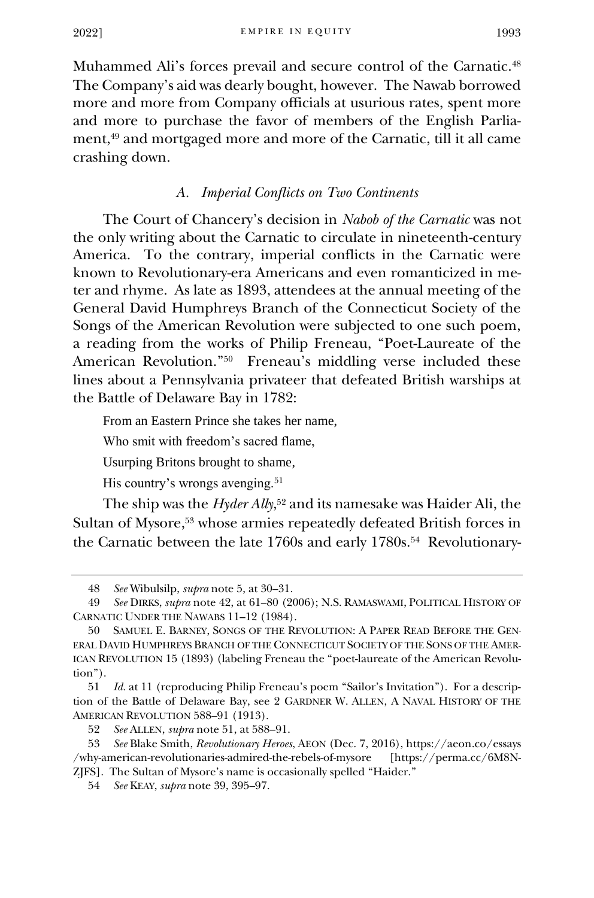Muhammed Ali's forces prevail and secure control of the Carnatic.[48] The Company's aid was dearly bought, however. The Nawab borrowed more and more from Company officials at usurious rates, spent more and more to purchase the favor of members of the English Parliament,[49] and mortgaged more and more of the Carnatic, till it all came crashing down.

### *A. Imperial Conflicts on Two Continents*

The Court of Chancery's decision in *Nabob of the Carnatic* was not the only writing about the Carnatic to circulate in nineteenth-century America. To the contrary, imperial conflicts in the Carnatic were known to Revolutionary-era Americans and even romanticized in meter and rhyme. As late as 1893, attendees at the annual meeting of the General David Humphreys Branch of the Connecticut Society of the Songs of the American Revolution were subjected to one such poem, a reading from the works of Philip Freneau, "Poet-Laureate of the American Revolution."[50] Freneau's middling verse included these lines about a Pennsylvania privateer that defeated British warships at the Battle of Delaware Bay in 1782:

> From an Eastern Prince she takes her name,
>
> Who smit with freedom's sacred flame,
>
> Usurping Britons brought to shame,
>
> His country's wrongs avenging.[51]

The ship was the *Hyder Ally*,[52] and its namesake was Haider Ali, the Sultan of Mysore,[53] whose armies repeatedly defeated British forces in the Carnatic between the late 1760s and early 1780s.[54] Revolutionary-

---

48 *See* Wibulsilp, *supra* note 5, at 30–31.

49 *See* DIRKS, *supra* note 42, at 61–80 (2006); N.S. RAMASWAMI, POLITICAL HISTORY OF CARNATIC UNDER THE NAWABS 11–12 (1984).

50 SAMUEL E. BARNEY, SONGS OF THE REVOLUTION: A PAPER READ BEFORE THE GENERAL DAVID HUMPHREYS BRANCH OF THE CONNECTICUT SOCIETY OF THE SONS OF THE AMERICAN REVOLUTION 15 (1893) (labeling Freneau the "poet-laureate of the American Revolution").

51 *Id.* at 11 (reproducing Philip Freneau's poem "Sailor's Invitation"). For a description of the Battle of Delaware Bay, see 2 GARDNER W. ALLEN, A NAVAL HISTORY OF THE AMERICAN REVOLUTION 588–91 (1913).

52 *See* ALLEN, *supra* note 51, at 588–91.

53 *See* Blake Smith, *Revolutionary Heroes*, AEON (Dec. 7, 2016), https://aeon.co/essays/why-american-revolutionaries-admired-the-rebels-of-mysore [https://perma.cc/6M8N-ZJFS]. The Sultan of Mysore's name is occasionally spelled "Haider."

54 *See* KEAY, *supra* note 39, 395–97.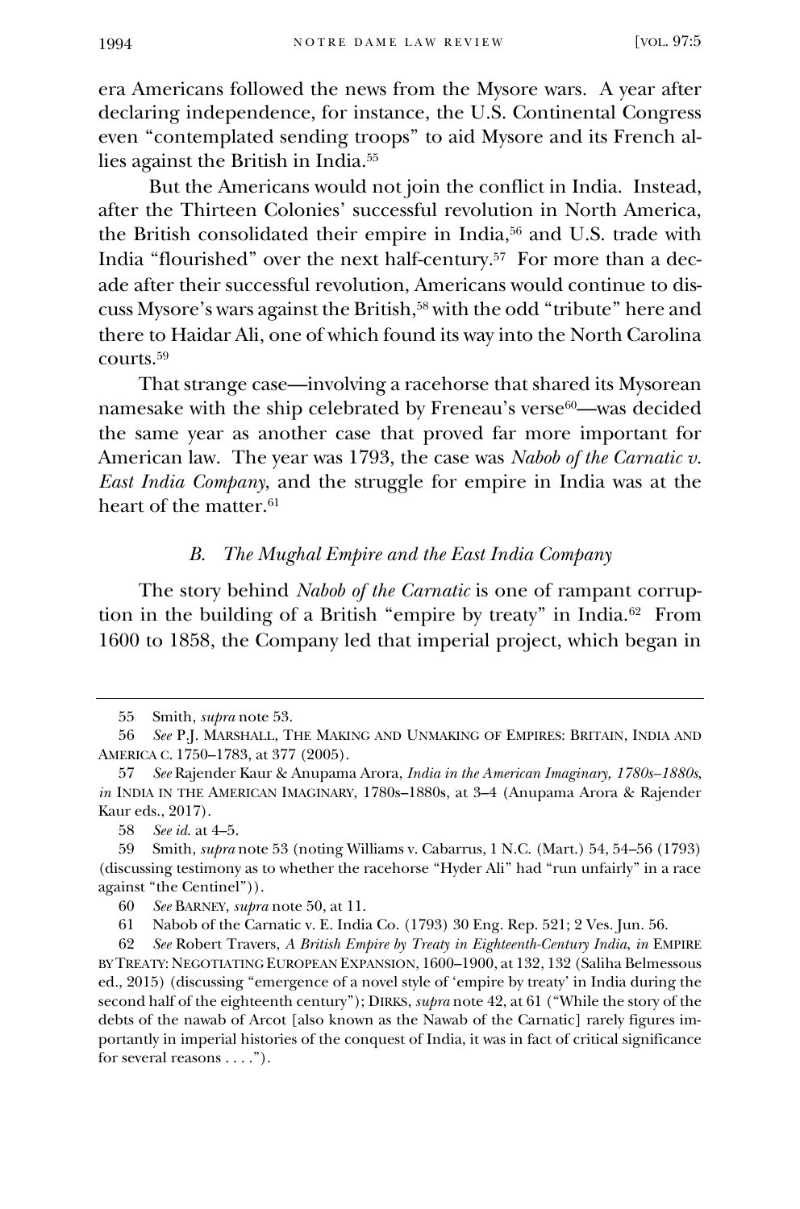era Americans followed the news from the Mysore wars. A year after declaring independence, for instance, the U.S. Continental Congress even "contemplated sending troops" to aid Mysore and its French allies against the British in India.[55]

But the Americans would not join the conflict in India. Instead, after the Thirteen Colonies' successful revolution in North America, the British consolidated their empire in India,[56] and U.S. trade with India "flourished" over the next half-century.[57] For more than a decade after their successful revolution, Americans would continue to discuss Mysore's wars against the British,[58] with the odd "tribute" here and there to Haidar Ali, one of which found its way into the North Carolina courts.[59]

That strange case—involving a racehorse that shared its Mysorean namesake with the ship celebrated by Freneau's verse[60]—was decided the same year as another case that proved far more important for American law. The year was 1793, the case was *Nabob of the Carnatic v. East India Company*, and the struggle for empire in India was at the heart of the matter.[61]

### *B. The Mughal Empire and the East India Company*

The story behind *Nabob of the Carnatic* is one of rampant corruption in the building of a British "empire by treaty" in India.[62] From 1600 to 1858, the Company led that imperial project, which began in

---

55 Smith, *supra* note 53.

56 *See* P.J. MARSHALL, THE MAKING AND UNMAKING OF EMPIRES: BRITAIN, INDIA AND AMERICA C. 1750–1783, at 377 (2005).

57 *See* Rajender Kaur & Anupama Arora, *India in the American Imaginary, 1780s–1880s*, *in* INDIA IN THE AMERICAN IMAGINARY, 1780s–1880s, at 3–4 (Anupama Arora & Rajender Kaur eds., 2017).

58 *See id.* at 4–5.

59 Smith, *supra* note 53 (noting Williams v. Cabarrus, 1 N.C. (Mart.) 54, 54–56 (1793) (discussing testimony as to whether the racehorse "Hyder Ali" had "run unfairly" in a race against "the Centinel")).

60 *See* BARNEY, *supra* note 50, at 11.

61 Nabob of the Carnatic v. E. India Co. (1793) 30 Eng. Rep. 521; 2 Ves. Jun. 56.

62 *See* Robert Travers, *A British Empire by Treaty in Eighteenth-Century India*, *in* EMPIRE BY TREATY: NEGOTIATING EUROPEAN EXPANSION, 1600–1900, at 132, 132 (Saliha Belmessous ed., 2015) (discussing "emergence of a novel style of 'empire by treaty' in India during the second half of the eighteenth century"); DIRKS, *supra* note 42, at 61 ("While the story of the debts of the nawab of Arcot [also known as the Nawab of the Carnatic] rarely figures importantly in imperial histories of the conquest of India, it was in fact of critical significance for several reasons . . . .").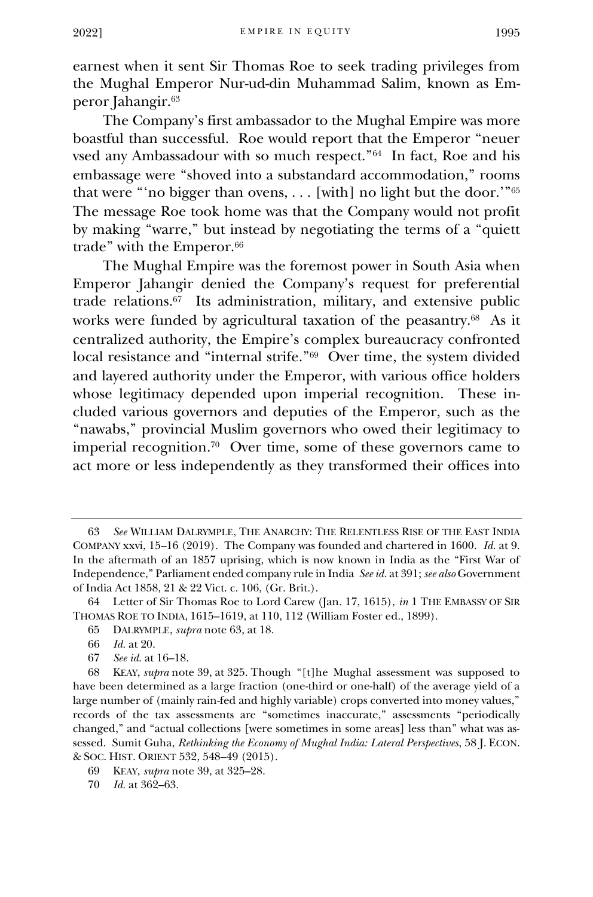earnest when it sent Sir Thomas Roe to seek trading privileges from the Mughal Emperor Nur-ud-din Muhammad Salim, known as Emperor Jahangir.[63]

The Company's first ambassador to the Mughal Empire was more boastful than successful. Roe would report that the Emperor "neuer vsed any Ambassadour with so much respect."[64] In fact, Roe and his embassage were "shoved into a substandard accommodation," rooms that were "'no bigger than ovens, . . . [with] no light but the door.'"[65] The message Roe took home was that the Company would not profit by making "warre," but instead by negotiating the terms of a "quiett trade" with the Emperor.[66]

The Mughal Empire was the foremost power in South Asia when Emperor Jahangir denied the Company's request for preferential trade relations.[67] Its administration, military, and extensive public works were funded by agricultural taxation of the peasantry.[68] As it centralized authority, the Empire's complex bureaucracy confronted local resistance and "internal strife."[69] Over time, the system divided and layered authority under the Emperor, with various office holders whose legitimacy depended upon imperial recognition. These included various governors and deputies of the Emperor, such as the "nawabs," provincial Muslim governors who owed their legitimacy to imperial recognition.[70] Over time, some of these governors came to act more or less independently as they transformed their offices into

---

63 *See* WILLIAM DALRYMPLE, THE ANARCHY: THE RELENTLESS RISE OF THE EAST INDIA COMPANY xxvi, 15–16 (2019). The Company was founded and chartered in 1600. *Id.* at 9. In the aftermath of an 1857 uprising, which is now known in India as the "First War of Independence," Parliament ended company rule in India *See id.* at 391; *see also* Government of India Act 1858, 21 & 22 Vict. c. 106, (Gr. Brit.).

64 Letter of Sir Thomas Roe to Lord Carew (Jan. 17, 1615), *in* 1 THE EMBASSY OF SIR THOMAS ROE TO INDIA, 1615–1619, at 110, 112 (William Foster ed., 1899).

65 DALRYMPLE, *supra* note 63, at 18.

66 *Id.* at 20.

67 *See id.* at 16–18.

68 KEAY, *supra* note 39, at 325. Though "[t]he Mughal assessment was supposed to have been determined as a large fraction (one-third or one-half) of the average yield of a large number of (mainly rain-fed and highly variable) crops converted into money values," records of the tax assessments are "sometimes inaccurate," assessments "periodically changed," and "actual collections [were sometimes in some areas] less than" what was assessed. Sumit Guha, *Rethinking the Economy of Mughal India: Lateral Perspectives*, 58 J. ECON. & SOC. HIST. ORIENT 532, 548–49 (2015).

69 KEAY, *supra* note 39, at 325–28.

70 *Id.* at 362–63.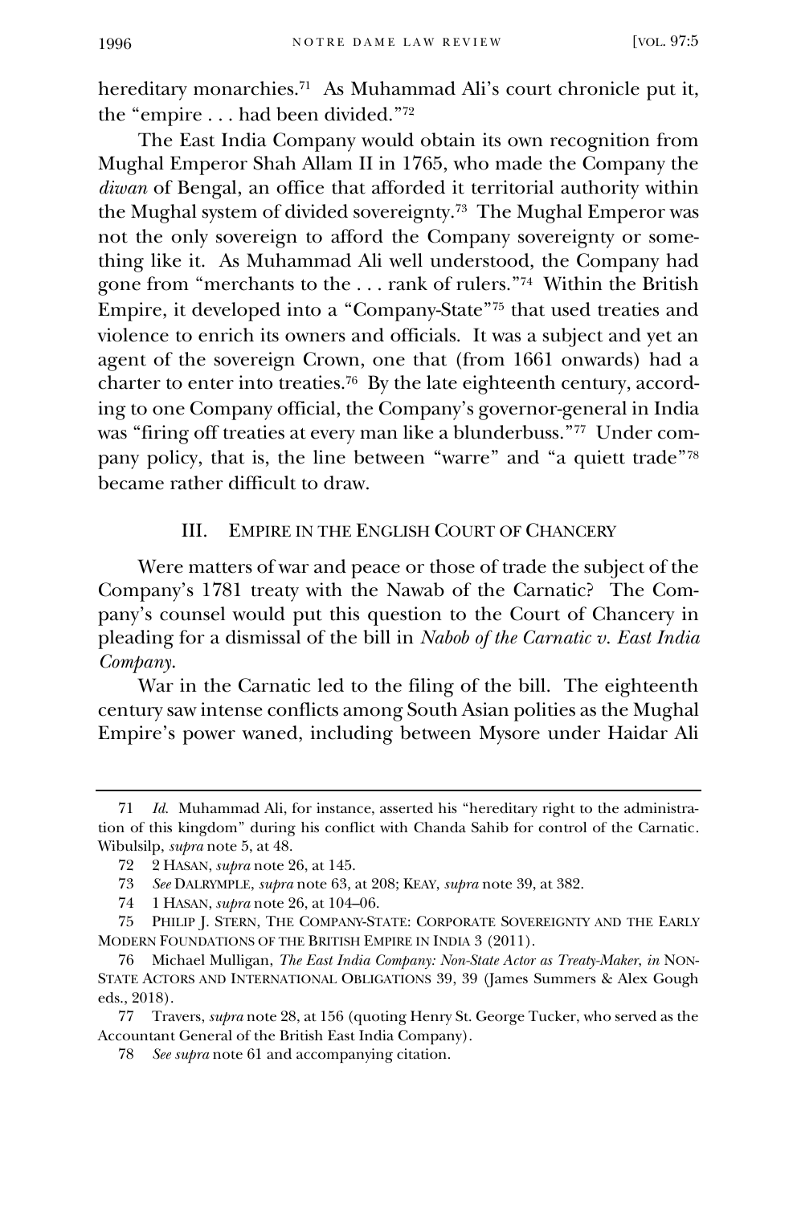hereditary monarchies.[71] As Muhammad Ali's court chronicle put it, the "empire . . . had been divided."[72]

The East India Company would obtain its own recognition from Mughal Emperor Shah Allam II in 1765, who made the Company the *diwan* of Bengal, an office that afforded it territorial authority within the Mughal system of divided sovereignty.[73] The Mughal Emperor was not the only sovereign to afford the Company sovereignty or something like it. As Muhammad Ali well understood, the Company had gone from "merchants to the . . . rank of rulers."[74] Within the British Empire, it developed into a "Company-State"[75] that used treaties and violence to enrich its owners and officials. It was a subject and yet an agent of the sovereign Crown, one that (from 1661 onwards) had a charter to enter into treaties.[76] By the late eighteenth century, according to one Company official, the Company's governor-general in India was "firing off treaties at every man like a blunderbuss."[77] Under company policy, that is, the line between "warre" and "a quiett trade"[78] became rather difficult to draw.

## III. Empire in the English Court of Chancery

Were matters of war and peace or those of trade the subject of the Company's 1781 treaty with the Nawab of the Carnatic? The Company's counsel would put this question to the Court of Chancery in pleading for a dismissal of the bill in *Nabob of the Carnatic v. East India Company*.

War in the Carnatic led to the filing of the bill. The eighteenth century saw intense conflicts among South Asian polities as the Mughal Empire's power waned, including between Mysore under Haidar Ali

---

71 *Id.* Muhammad Ali, for instance, asserted his "hereditary right to the administration of this kingdom" during his conflict with Chanda Sahib for control of the Carnatic. Wibulsilp, *supra* note 5, at 48.

72 2 Hasan, *supra* note 26, at 145.

73 *See* Dalrymple, *supra* note 63, at 208; Keay, *supra* note 39, at 382.

74 1 Hasan, *supra* note 26, at 104–06.

75 Philip J. Stern, The Company-State: Corporate Sovereignty and the Early Modern Foundations of the British Empire in India 3 (2011).

76 Michael Mulligan, *The East India Company: Non-State Actor as Treaty-Maker*, *in* Non-State Actors and International Obligations 39, 39 (James Summers & Alex Gough eds., 2018).

77 Travers, *supra* note 28, at 156 (quoting Henry St. George Tucker, who served as the Accountant General of the British East India Company).

78 *See supra* note 61 and accompanying citation.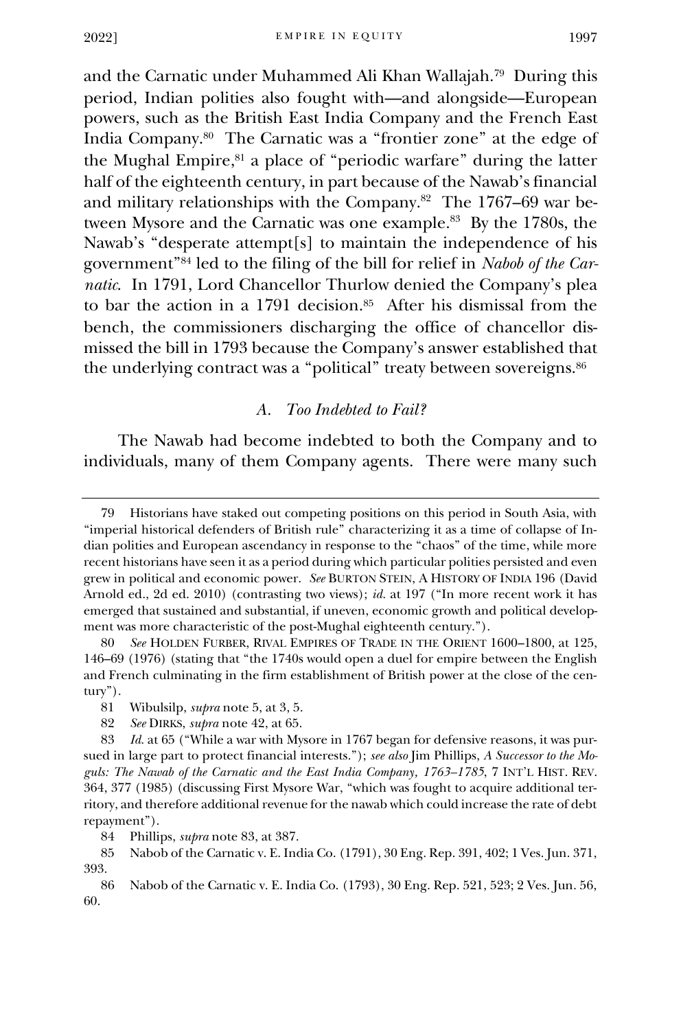and the Carnatic under Muhammed Ali Khan Wallajah.[79] During this period, Indian polities also fought with—and alongside—European powers, such as the British East India Company and the French East India Company.[80] The Carnatic was a "frontier zone" at the edge of the Mughal Empire,[81] a place of "periodic warfare" during the latter half of the eighteenth century, in part because of the Nawab's financial and military relationships with the Company.[82] The 1767–69 war between Mysore and the Carnatic was one example.[83] By the 1780s, the Nawab's "desperate attempt[s] to maintain the independence of his government"[84] led to the filing of the bill for relief in *Nabob of the Carnatic*. In 1791, Lord Chancellor Thurlow denied the Company's plea to bar the action in a 1791 decision.[85] After his dismissal from the bench, the commissioners discharging the office of chancellor dismissed the bill in 1793 because the Company's answer established that the underlying contract was a "political" treaty between sovereigns.[86]

### *A. Too Indebted to Fail?*

The Nawab had become indebted to both the Company and to individuals, many of them Company agents. There were many such

---

79 Historians have staked out competing positions on this period in South Asia, with "imperial historical defenders of British rule" characterizing it as a time of collapse of Indian polities and European ascendancy in response to the "chaos" of the time, while more recent historians have seen it as a period during which particular polities persisted and even grew in political and economic power. *See* BURTON STEIN, A HISTORY OF INDIA 196 (David Arnold ed., 2d ed. 2010) (contrasting two views); *id.* at 197 ("In more recent work it has emerged that sustained and substantial, if uneven, economic growth and political development was more characteristic of the post-Mughal eighteenth century.").

80 *See* HOLDEN FURBER, RIVAL EMPIRES OF TRADE IN THE ORIENT 1600–1800, at 125, 146–69 (1976) (stating that "the 1740s would open a duel for empire between the English and French culminating in the firm establishment of British power at the close of the century").

81 Wibulsilp, *supra* note 5, at 3, 5.

82 *See* DIRKS, *supra* note 42, at 65.

83 *Id.* at 65 ("While a war with Mysore in 1767 began for defensive reasons, it was pursued in large part to protect financial interests."); *see also* Jim Phillips, *A Successor to the Moguls: The Nawab of the Carnatic and the East India Company, 1763–1785*, 7 INT'L HIST. REV. 364, 377 (1985) (discussing First Mysore War, "which was fought to acquire additional territory, and therefore additional revenue for the nawab which could increase the rate of debt repayment").

84 Phillips, *supra* note 83, at 387.

85 Nabob of the Carnatic v. E. India Co. (1791), 30 Eng. Rep. 391, 402; 1 Ves. Jun. 371, 393.

86 Nabob of the Carnatic v. E. India Co. (1793), 30 Eng. Rep. 521, 523; 2 Ves. Jun. 56, 60.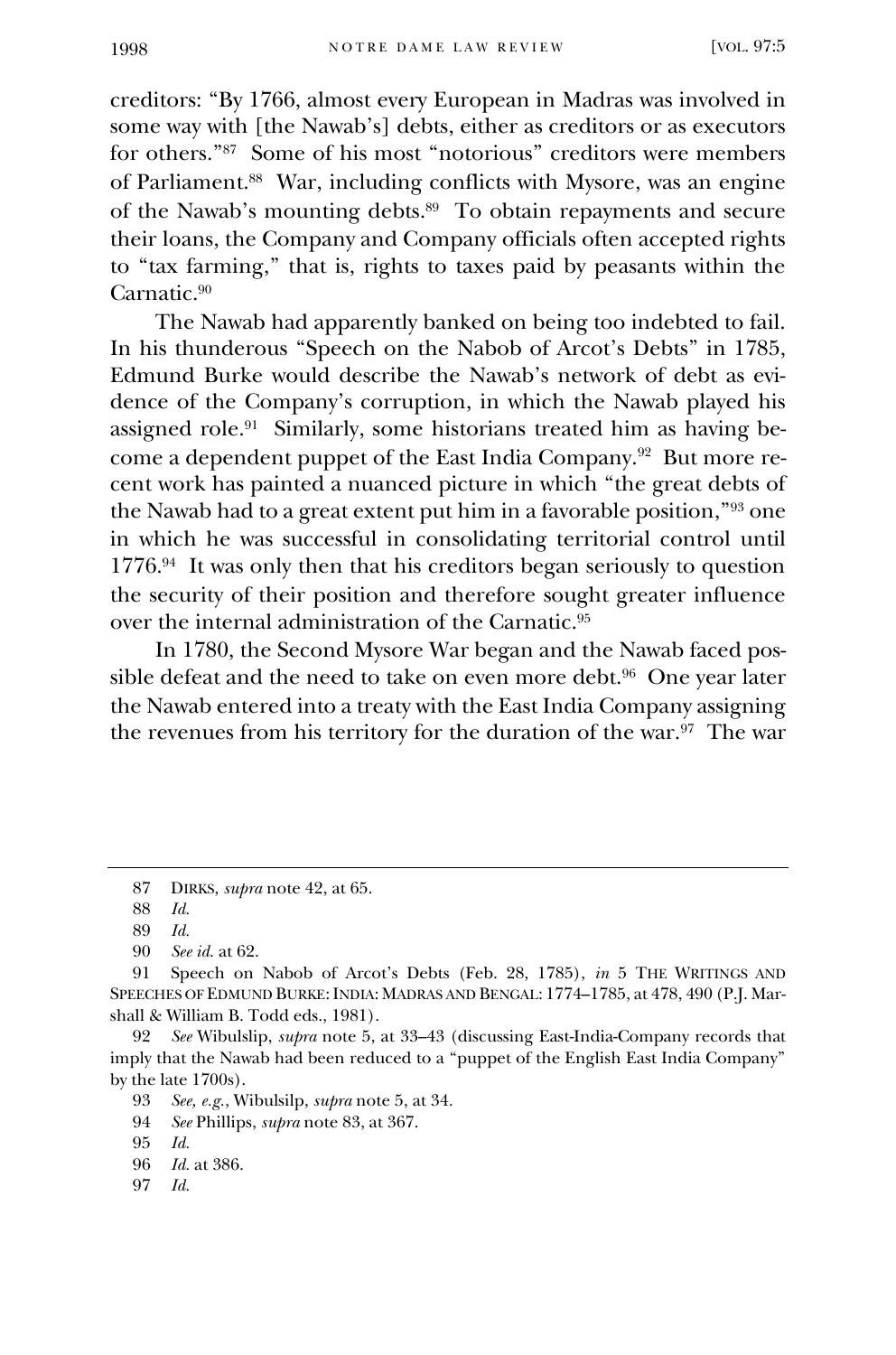creditors: "By 1766, almost every European in Madras was involved in some way with [the Nawab's] debts, either as creditors or as executors for others."[87] Some of his most "notorious" creditors were members of Parliament.[88] War, including conflicts with Mysore, was an engine of the Nawab's mounting debts.[89] To obtain repayments and secure their loans, the Company and Company officials often accepted rights to "tax farming," that is, rights to taxes paid by peasants within the Carnatic.[90]

The Nawab had apparently banked on being too indebted to fail. In his thunderous "Speech on the Nabob of Arcot's Debts" in 1785, Edmund Burke would describe the Nawab's network of debt as evidence of the Company's corruption, in which the Nawab played his assigned role.[91] Similarly, some historians treated him as having become a dependent puppet of the East India Company.[92] But more recent work has painted a nuanced picture in which "the great debts of the Nawab had to a great extent put him in a favorable position,"[93] one in which he was successful in consolidating territorial control until 1776.[94] It was only then that his creditors began seriously to question the security of their position and therefore sought greater influence over the internal administration of the Carnatic.[95]

In 1780, the Second Mysore War began and the Nawab faced possible defeat and the need to take on even more debt.[96] One year later the Nawab entered into a treaty with the East India Company assigning the revenues from his territory for the duration of the war.[97] The war

---

87 DIRKS, *supra* note 42, at 65.

88 *Id.*

89 *Id.*

90 *See id.* at 62.

91 Speech on Nabob of Arcot's Debts (Feb. 28, 1785), *in* 5 THE WRITINGS AND SPEECHES OF EDMUND BURKE: INDIA: MADRAS AND BENGAL: 1774–1785, at 478, 490 (P.J. Marshall & William B. Todd eds., 1981).

92 *See* Wibulslip, *supra* note 5, at 33–43 (discussing East-India-Company records that imply that the Nawab had been reduced to a "puppet of the English East India Company" by the late 1700s).

93 *See, e.g.*, Wibulsilp, *supra* note 5, at 34.

94 *See* Phillips, *supra* note 83, at 367.

95 *Id.*

96 *Id.* at 386.

97 *Id.*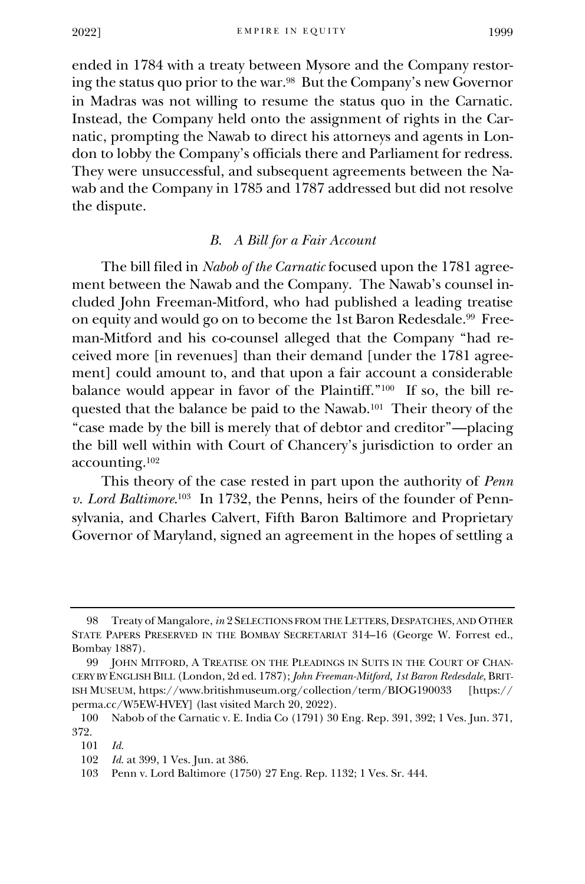ended in 1784 with a treaty between Mysore and the Company restoring the status quo prior to the war.[98] But the Company's new Governor in Madras was not willing to resume the status quo in the Carnatic. Instead, the Company held onto the assignment of rights in the Carnatic, prompting the Nawab to direct his attorneys and agents in London to lobby the Company's officials there and Parliament for redress. They were unsuccessful, and subsequent agreements between the Nawab and the Company in 1785 and 1787 addressed but did not resolve the dispute.

### *B. A Bill for a Fair Account*

The bill filed in *Nabob of the Carnatic* focused upon the 1781 agreement between the Nawab and the Company. The Nawab's counsel included John Freeman-Mitford, who had published a leading treatise on equity and would go on to become the 1st Baron Redesdale.[99] Freeman-Mitford and his co-counsel alleged that the Company "had received more [in revenues] than their demand [under the 1781 agreement] could amount to, and that upon a fair account a considerable balance would appear in favor of the Plaintiff."[100] If so, the bill requested that the balance be paid to the Nawab.[101] Their theory of the "case made by the bill is merely that of debtor and creditor"—placing the bill well within with Court of Chancery's jurisdiction to order an accounting.[102]

This theory of the case rested in part upon the authority of *Penn v. Lord Baltimore*.[103] In 1732, the Penns, heirs of the founder of Pennsylvania, and Charles Calvert, Fifth Baron Baltimore and Proprietary Governor of Maryland, signed an agreement in the hopes of settling a

---

98 Treaty of Mangalore, *in* 2 SELECTIONS FROM THE LETTERS, DESPATCHES, AND OTHER STATE PAPERS PRESERVED IN THE BOMBAY SECRETARIAT 314–16 (George W. Forrest ed., Bombay 1887).

99 JOHN MITFORD, A TREATISE ON THE PLEADINGS IN SUITS IN THE COURT OF CHANCERY BY ENGLISH BILL (London, 2d ed. 1787); *John Freeman-Mitford, 1st Baron Redesdale*, BRITISH MUSEUM, https://www.britishmuseum.org/collection/term/BIOG190033 [https://perma.cc/W5EW-HVEY] (last visited March 20, 2022).

100 Nabob of the Carnatic v. E. India Co (1791) 30 Eng. Rep. 391, 392; 1 Ves. Jun. 371, 372.

101 *Id.*

102 *Id.* at 399, 1 Ves. Jun. at 386.

103 Penn v. Lord Baltimore (1750) 27 Eng. Rep. 1132; 1 Ves. Sr. 444.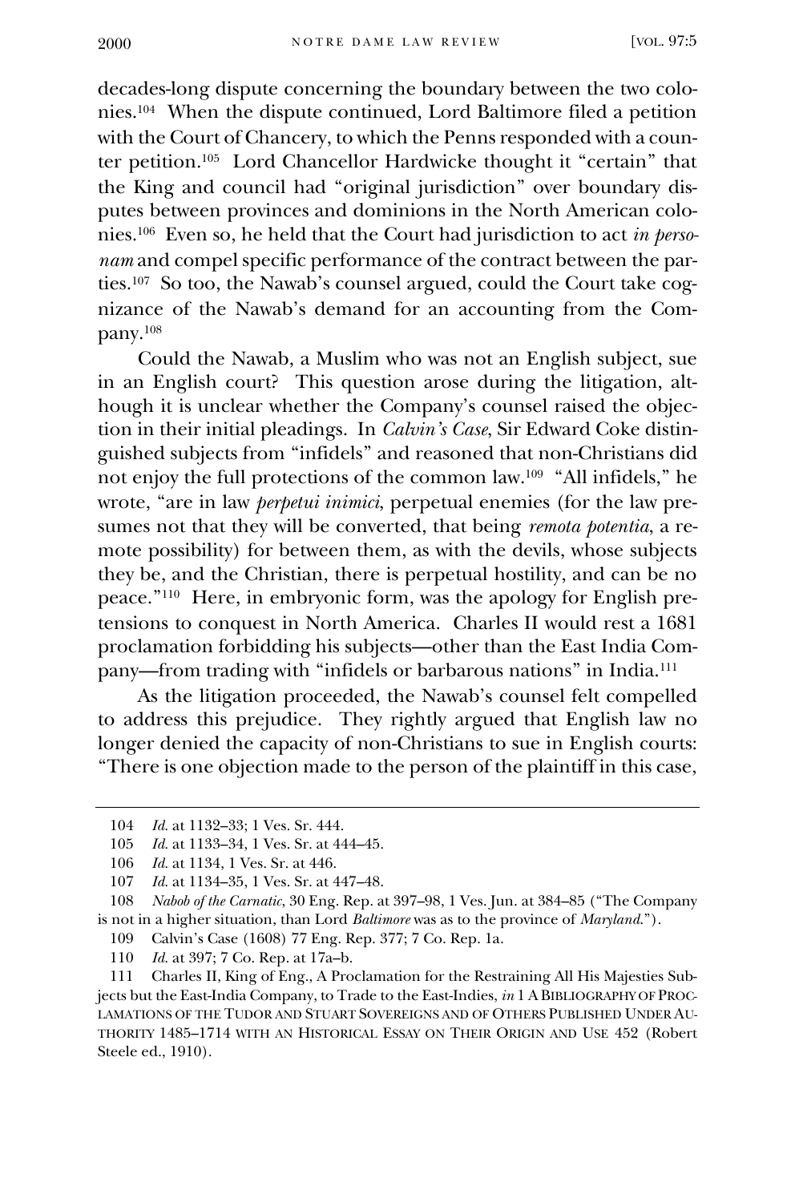decades-long dispute concerning the boundary between the two colonies.[104] When the dispute continued, Lord Baltimore filed a petition with the Court of Chancery, to which the Penns responded with a counter petition.[105] Lord Chancellor Hardwicke thought it "certain" that the King and council had "original jurisdiction" over boundary disputes between provinces and dominions in the North American colonies.[106] Even so, he held that the Court had jurisdiction to act *in personam* and compel specific performance of the contract between the parties.[107] So too, the Nawab's counsel argued, could the Court take cognizance of the Nawab's demand for an accounting from the Company.[108]

Could the Nawab, a Muslim who was not an English subject, sue in an English court? This question arose during the litigation, although it is unclear whether the Company's counsel raised the objection in their initial pleadings. In *Calvin's Case*, Sir Edward Coke distinguished subjects from "infidels" and reasoned that non-Christians did not enjoy the full protections of the common law.[109] "All infidels," he wrote, "are in law *perpetui inimici*, perpetual enemies (for the law presumes not that they will be converted, that being *remota potentia*, a remote possibility) for between them, as with the devils, whose subjects they be, and the Christian, there is perpetual hostility, and can be no peace."[110] Here, in embryonic form, was the apology for English pretensions to conquest in North America. Charles II would rest a 1681 proclamation forbidding his subjects—other than the East India Company—from trading with "infidels or barbarous nations" in India.[111]

As the litigation proceeded, the Nawab's counsel felt compelled to address this prejudice. They rightly argued that English law no longer denied the capacity of non-Christians to sue in English courts: "There is one objection made to the person of the plaintiff in this case,

---

104 *Id.* at 1132–33; 1 Ves. Sr. 444.

105 *Id.* at 1133–34, 1 Ves. Sr. at 444–45.

106 *Id.* at 1134, 1 Ves. Sr. at 446.

107 *Id.* at 1134–35, 1 Ves. Sr. at 447–48.

108 *Nabob of the Carnatic*, 30 Eng. Rep. at 397–98, 1 Ves. Jun. at 384–85 ("The Company is not in a higher situation, than Lord *Baltimore* was as to the province of *Maryland*.").

109 Calvin's Case (1608) 77 Eng. Rep. 377; 7 Co. Rep. 1a.

110 *Id.* at 397; 7 Co. Rep. at 17a–b.

111 Charles II, King of Eng., A Proclamation for the Restraining All His Majesties Subjects but the East-India Company, to Trade to the East-Indies, *in* 1 A BIBLIOGRAPHY OF PROCLAMATIONS OF THE TUDOR AND STUART SOVEREIGNS AND OF OTHERS PUBLISHED UNDER AUTHORITY 1485–1714 WITH AN HISTORICAL ESSAY ON THEIR ORIGIN AND USE 452 (Robert Steele ed., 1910).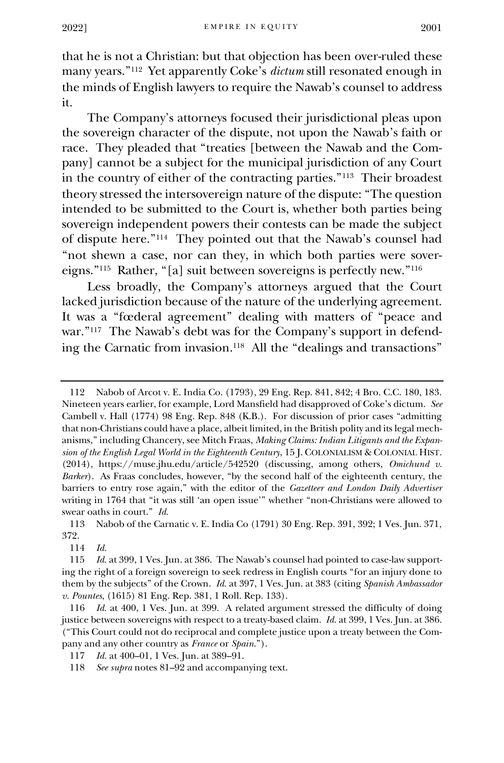that he is not a Christian: but that objection has been over-ruled these many years."[112] Yet apparently Coke's *dictum* still resonated enough in the minds of English lawyers to require the Nawab's counsel to address it.

The Company's attorneys focused their jurisdictional pleas upon the sovereign character of the dispute, not upon the Nawab's faith or race. They pleaded that "treaties [between the Nawab and the Company] cannot be a subject for the municipal jurisdiction of any Court in the country of either of the contracting parties."[113] Their broadest theory stressed the intersovereign nature of the dispute: "The question intended to be submitted to the Court is, whether both parties being sovereign independent powers their contests can be made the subject of dispute here."[114] They pointed out that the Nawab's counsel had "not shewn a case, nor can they, in which both parties were sovereigns."[115] Rather, "[a] suit between sovereigns is perfectly new."[116]

Less broadly, the Company's attorneys argued that the Court lacked jurisdiction because of the nature of the underlying agreement. It was a "fœderal agreement" dealing with matters of "peace and war."[117] The Nawab's debt was for the Company's support in defending the Carnatic from invasion.[118] All the "dealings and transactions"

---

112 Nabob of Arcot v. E. India Co. (1793), 29 Eng. Rep. 841, 842; 4 Bro. C.C. 180, 183. Nineteen years earlier, for example, Lord Mansfield had disapproved of Coke's dictum. *See* Cambell v. Hall (1774) 98 Eng. Rep. 848 (K.B.). For discussion of prior cases "admitting that non-Christians could have a place, albeit limited, in the British polity and its legal mechanisms," including Chancery, see Mitch Fraas, *Making Claims: Indian Litigants and the Expansion of the English Legal World in the Eighteenth Century*, 15 J. COLONIALISM & COLONIAL HIST. (2014), https://muse.jhu.edu/article/542520 (discussing, among others, *Omichund v. Barker*). As Fraas concludes, however, "by the second half of the eighteenth century, the barriers to entry rose again," with the editor of the *Gazetteer and London Daily Advertiser* writing in 1764 that "it was still 'an open issue'" whether "non-Christians were allowed to swear oaths in court." *Id.*

113 Nabob of the Carnatic v. E. India Co (1791) 30 Eng. Rep. 391, 392; 1 Ves. Jun. 371, 372.

114 *Id.*

115 *Id.* at 399, 1 Ves. Jun. at 386. The Nawab's counsel had pointed to case-law supporting the right of a foreign sovereign to seek redress in English courts "for an injury done to them by the subjects" of the Crown. *Id.* at 397, 1 Ves. Jun. at 383 (citing *Spanish Ambassador v. Pountes*, (1615) 81 Eng. Rep. 381, 1 Roll. Rep. 133).

116 *Id.* at 400, 1 Ves. Jun. at 399. A related argument stressed the difficulty of doing justice between sovereigns with respect to a treaty-based claim. *Id.* at 399, 1 Ves. Jun. at 386. ("This Court could not do reciprocal and complete justice upon a treaty between the Company and any other country as *France* or *Spain*.").

117 *Id.* at 400–01, 1 Ves. Jun. at 389–91.

118 *See supra* notes 81–92 and accompanying text.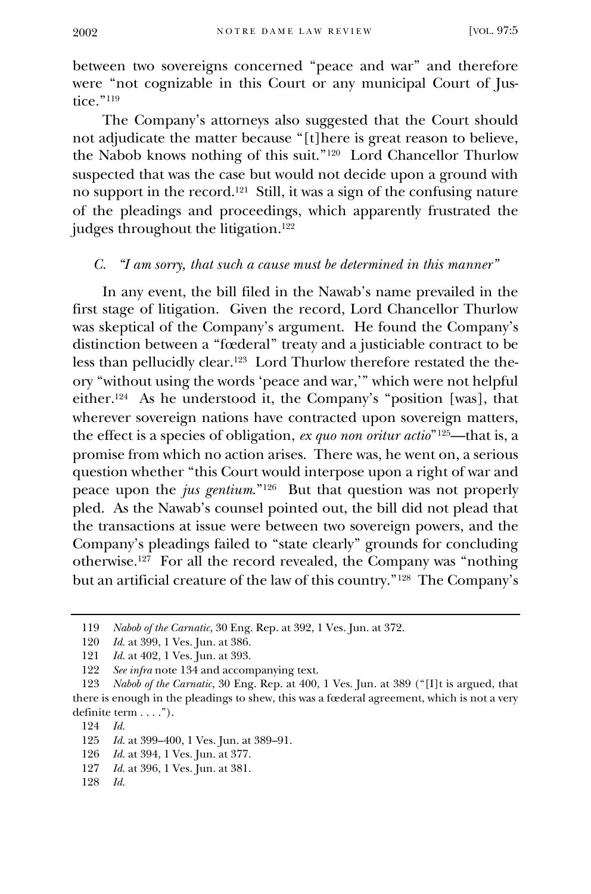between two sovereigns concerned "peace and war" and therefore were "not cognizable in this Court or any municipal Court of Justice."[119]

The Company's attorneys also suggested that the Court should not adjudicate the matter because "[t]here is great reason to believe, the Nabob knows nothing of this suit."[120] Lord Chancellor Thurlow suspected that was the case but would not decide upon a ground with no support in the record.[121] Still, it was a sign of the confusing nature of the pleadings and proceedings, which apparently frustrated the judges throughout the litigation.[122]

### C. *"I am sorry, that such a cause must be determined in this manner"*

In any event, the bill filed in the Nawab's name prevailed in the first stage of litigation. Given the record, Lord Chancellor Thurlow was skeptical of the Company's argument. He found the Company's distinction between a "fœderal" treaty and a justiciable contract to be less than pellucidly clear.[123] Lord Thurlow therefore restated the theory "without using the words 'peace and war,'" which were not helpful either.[124] As he understood it, the Company's "position [was], that wherever sovereign nations have contracted upon sovereign matters, the effect is a species of obligation, *ex quo non oritur actio*"[125]—that is, a promise from which no action arises. There was, he went on, a serious question whether "this Court would interpose upon a right of war and peace upon the *jus gentium*."[126] But that question was not properly pled. As the Nawab's counsel pointed out, the bill did not plead that the transactions at issue were between two sovereign powers, and the Company's pleadings failed to "state clearly" grounds for concluding otherwise.[127] For all the record revealed, the Company was "nothing but an artificial creature of the law of this country."[128] The Company's

---

119 *Nabob of the Carnatic*, 30 Eng. Rep. at 392, 1 Ves. Jun. at 372.

120 *Id.* at 399, 1 Ves. Jun. at 386.

121 *Id.* at 402, 1 Ves. Jun. at 393.

122 *See infra* note 134 and accompanying text.

123 *Nabob of the Carnatic*, 30 Eng. Rep. at 400, 1 Ves. Jun. at 389 ("[I]t is argued, that there is enough in the pleadings to shew, this was a fœderal agreement, which is not a very definite term . . . .").

124 *Id.*

125 *Id.* at 399–400, 1 Ves. Jun. at 389–91.

126 *Id.* at 394, 1 Ves. Jun. at 377.

127 *Id.* at 396, 1 Ves. Jun. at 381.

128 *Id.*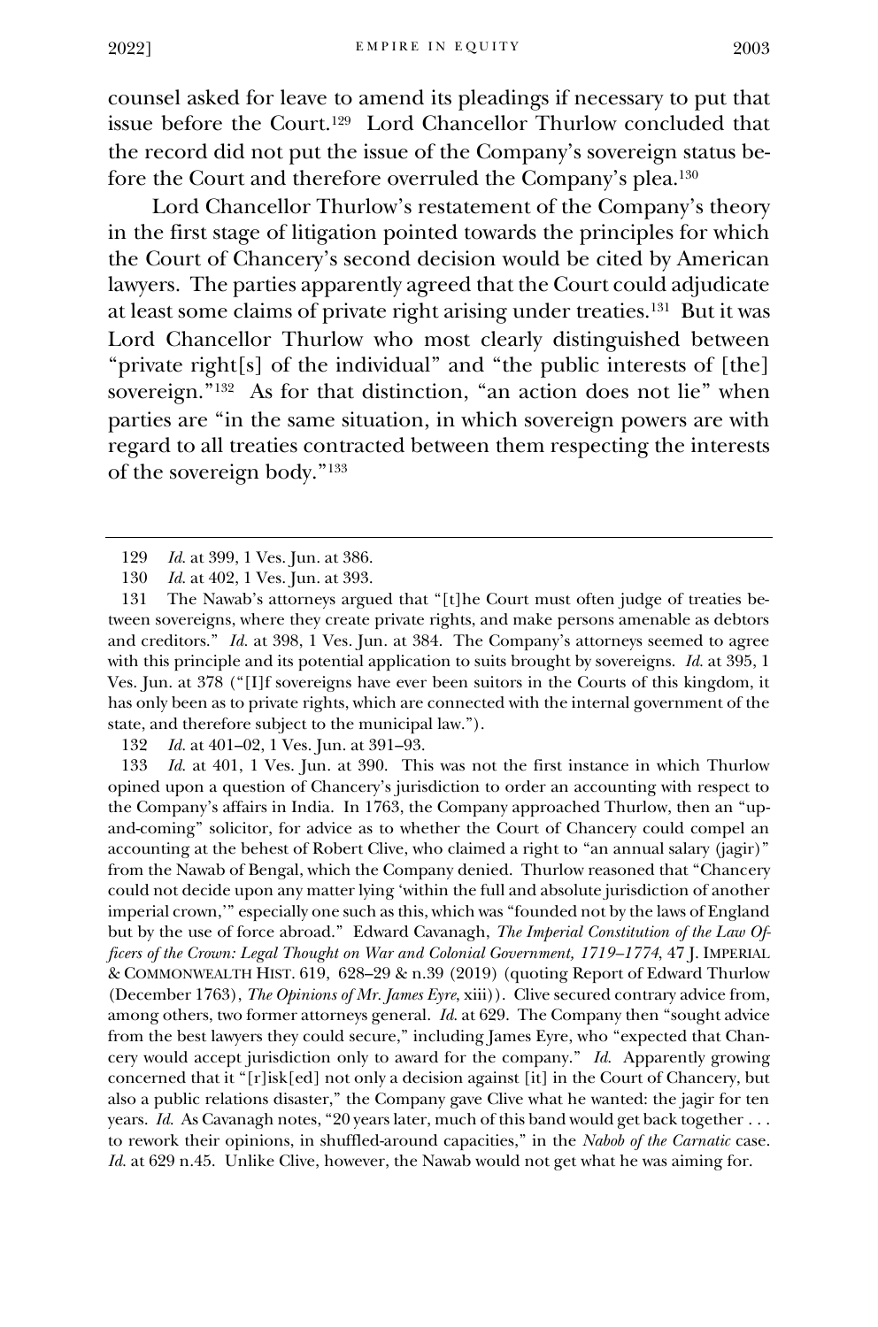counsel asked for leave to amend its pleadings if necessary to put that issue before the Court.[129] Lord Chancellor Thurlow concluded that the record did not put the issue of the Company's sovereign status before the Court and therefore overruled the Company's plea.[130]

Lord Chancellor Thurlow's restatement of the Company's theory in the first stage of litigation pointed towards the principles for which the Court of Chancery's second decision would be cited by American lawyers. The parties apparently agreed that the Court could adjudicate at least some claims of private right arising under treaties.[131] But it was Lord Chancellor Thurlow who most clearly distinguished between "private right[s] of the individual" and "the public interests of [the] sovereign."[132] As for that distinction, "an action does not lie" when parties are "in the same situation, in which sovereign powers are with regard to all treaties contracted between them respecting the interests of the sovereign body."[133]

---

129 *Id.* at 399, 1 Ves. Jun. at 386.

130 *Id.* at 402, 1 Ves. Jun. at 393.

131 The Nawab's attorneys argued that "[t]he Court must often judge of treaties between sovereigns, where they create private rights, and make persons amenable as debtors and creditors." *Id.* at 398, 1 Ves. Jun. at 384. The Company's attorneys seemed to agree with this principle and its potential application to suits brought by sovereigns. *Id.* at 395, 1 Ves. Jun. at 378 ("[I]f sovereigns have ever been suitors in the Courts of this kingdom, it has only been as to private rights, which are connected with the internal government of the state, and therefore subject to the municipal law.").

132 *Id.* at 401–02, 1 Ves. Jun. at 391–93.

133 *Id.* at 401, 1 Ves. Jun. at 390. This was not the first instance in which Thurlow opined upon a question of Chancery's jurisdiction to order an accounting with respect to the Company's affairs in India. In 1763, the Company approached Thurlow, then an "up-and-coming" solicitor, for advice as to whether the Court of Chancery could compel an accounting at the behest of Robert Clive, who claimed a right to "an annual salary (jagir)" from the Nawab of Bengal, which the Company denied. Thurlow reasoned that "Chancery could not decide upon any matter lying 'within the full and absolute jurisdiction of another imperial crown,'" especially one such as this, which was "founded not by the laws of England but by the use of force abroad." Edward Cavanagh, *The Imperial Constitution of the Law Officers of the Crown: Legal Thought on War and Colonial Government, 1719–1774*, 47 J. IMPERIAL & COMMONWEALTH HIST. 619, 628–29 & n.39 (2019) (quoting Report of Edward Thurlow (December 1763), *The Opinions of Mr. James Eyre*, xiii)). Clive secured contrary advice from, among others, two former attorneys general. *Id.* at 629. The Company then "sought advice from the best lawyers they could secure," including James Eyre, who "expected that Chancery would accept jurisdiction only to award for the company." *Id.* Apparently growing concerned that it "[r]isk[ed] not only a decision against [it] in the Court of Chancery, but also a public relations disaster," the Company gave Clive what he wanted: the jagir for ten years. *Id.* As Cavanagh notes, "20 years later, much of this band would get back together . . . to rework their opinions, in shuffled-around capacities," in the *Nabob of the Carnatic* case. *Id.* at 629 n.45. Unlike Clive, however, the Nawab would not get what he was aiming for.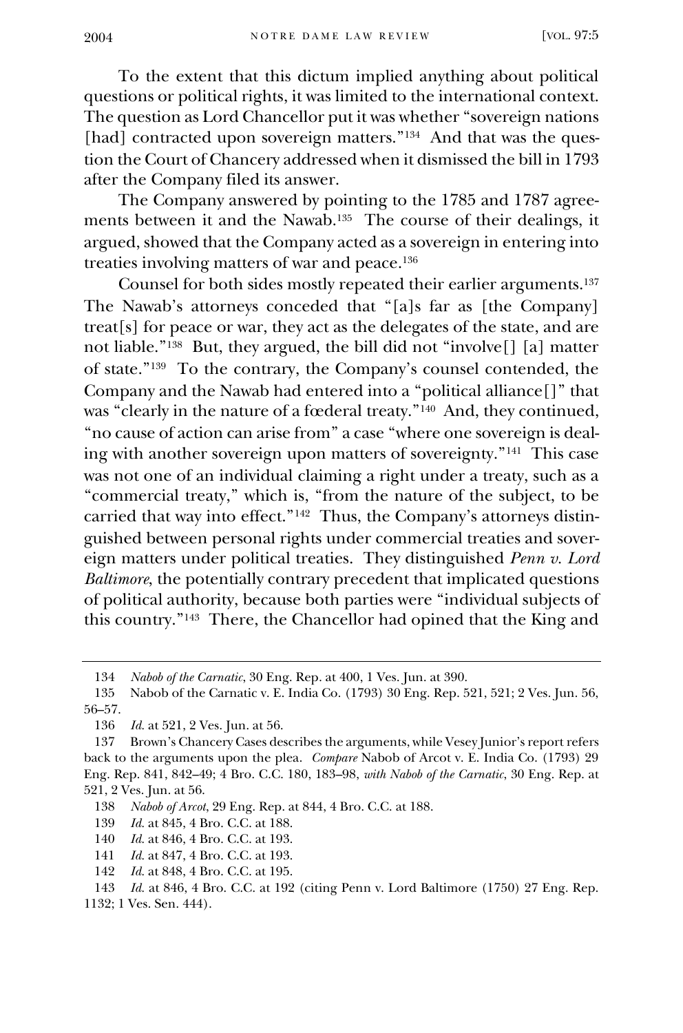To the extent that this dictum implied anything about political questions or political rights, it was limited to the international context. The question as Lord Chancellor put it was whether "sovereign nations [had] contracted upon sovereign matters."[134] And that was the question the Court of Chancery addressed when it dismissed the bill in 1793 after the Company filed its answer.

The Company answered by pointing to the 1785 and 1787 agreements between it and the Nawab.[135] The course of their dealings, it argued, showed that the Company acted as a sovereign in entering into treaties involving matters of war and peace.[136]

Counsel for both sides mostly repeated their earlier arguments.[137] The Nawab's attorneys conceded that "[a]s far as [the Company] treat[s] for peace or war, they act as the delegates of the state, and are not liable."[138] But, they argued, the bill did not "involve[] [a] matter of state."[139] To the contrary, the Company's counsel contended, the Company and the Nawab had entered into a "political alliance[]" that was "clearly in the nature of a fœderal treaty."[140] And, they continued, "no cause of action can arise from" a case "where one sovereign is dealing with another sovereign upon matters of sovereignty."[141] This case was not one of an individual claiming a right under a treaty, such as a "commercial treaty," which is, "from the nature of the subject, to be carried that way into effect."[142] Thus, the Company's attorneys distinguished between personal rights under commercial treaties and sovereign matters under political treaties. They distinguished *Penn v. Lord Baltimore*, the potentially contrary precedent that implicated questions of political authority, because both parties were "individual subjects of this country."[143] There, the Chancellor had opined that the King and

---

134 *Nabob of the Carnatic*, 30 Eng. Rep. at 400, 1 Ves. Jun. at 390.

135 Nabob of the Carnatic v. E. India Co. (1793) 30 Eng. Rep. 521, 521; 2 Ves. Jun. 56, 56–57.

136 *Id.* at 521, 2 Ves. Jun. at 56.

137 Brown's Chancery Cases describes the arguments, while Vesey Junior's report refers back to the arguments upon the plea. *Compare* Nabob of Arcot v. E. India Co. (1793) 29 Eng. Rep. 841, 842–49; 4 Bro. C.C. 180, 183–98, *with Nabob of the Carnatic*, 30 Eng. Rep. at 521, 2 Ves. Jun. at 56.

138 *Nabob of Arcot*, 29 Eng. Rep. at 844, 4 Bro. C.C. at 188.

139 *Id.* at 845, 4 Bro. C.C. at 188.

140 *Id.* at 846, 4 Bro. C.C. at 193.

141 *Id.* at 847, 4 Bro. C.C. at 193.

142 *Id.* at 848, 4 Bro. C.C. at 195.

143 *Id.* at 846, 4 Bro. C.C. at 192 (citing Penn v. Lord Baltimore (1750) 27 Eng. Rep. 1132; 1 Ves. Sen. 444).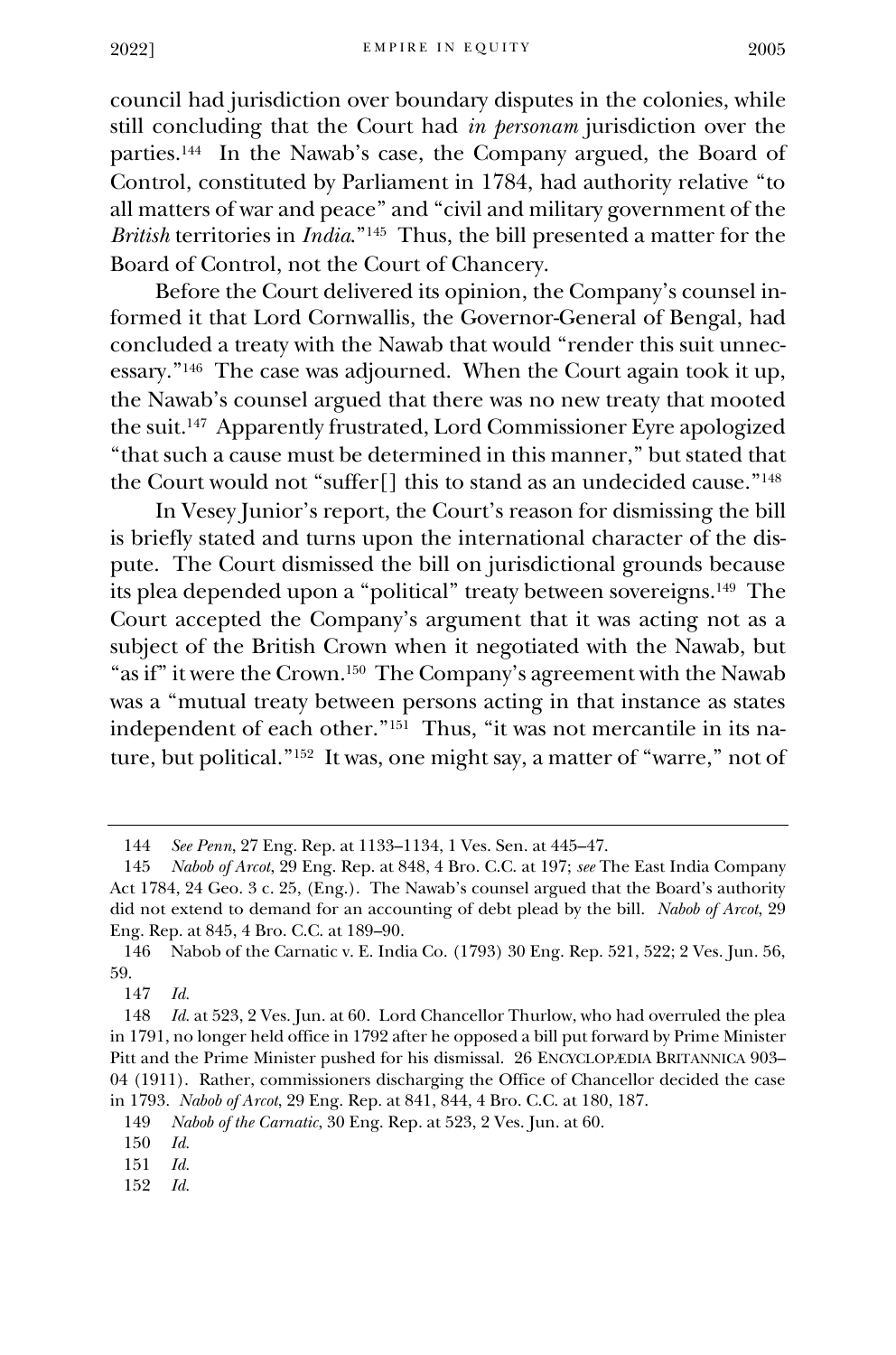council had jurisdiction over boundary disputes in the colonies, while still concluding that the Court had *in personam* jurisdiction over the parties.[144] In the Nawab's case, the Company argued, the Board of Control, constituted by Parliament in 1784, had authority relative "to all matters of war and peace" and "civil and military government of the *British* territories in *India*."[145] Thus, the bill presented a matter for the Board of Control, not the Court of Chancery.

Before the Court delivered its opinion, the Company's counsel informed it that Lord Cornwallis, the Governor-General of Bengal, had concluded a treaty with the Nawab that would "render this suit unnecessary."[146] The case was adjourned. When the Court again took it up, the Nawab's counsel argued that there was no new treaty that mooted the suit.[147] Apparently frustrated, Lord Commissioner Eyre apologized "that such a cause must be determined in this manner," but stated that the Court would not "suffer[] this to stand as an undecided cause."[148]

In Vesey Junior's report, the Court's reason for dismissing the bill is briefly stated and turns upon the international character of the dispute. The Court dismissed the bill on jurisdictional grounds because its plea depended upon a "political" treaty between sovereigns.[149] The Court accepted the Company's argument that it was acting not as a subject of the British Crown when it negotiated with the Nawab, but "as if" it were the Crown.[150] The Company's agreement with the Nawab was a "mutual treaty between persons acting in that instance as states independent of each other."[151] Thus, "it was not mercantile in its nature, but political."[152] It was, one might say, a matter of "warre," not of

---

144 *See Penn*, 27 Eng. Rep. at 1133–1134, 1 Ves. Sen. at 445–47.

145 *Nabob of Arcot*, 29 Eng. Rep. at 848, 4 Bro. C.C. at 197; *see* The East India Company Act 1784, 24 Geo. 3 c. 25, (Eng.). The Nawab's counsel argued that the Board's authority did not extend to demand for an accounting of debt plead by the bill. *Nabob of Arcot*, 29 Eng. Rep. at 845, 4 Bro. C.C. at 189–90.

146 Nabob of the Carnatic v. E. India Co. (1793) 30 Eng. Rep. 521, 522; 2 Ves. Jun. 56, 59.

147 *Id.*

148 *Id.* at 523, 2 Ves. Jun. at 60. Lord Chancellor Thurlow, who had overruled the plea in 1791, no longer held office in 1792 after he opposed a bill put forward by Prime Minister Pitt and the Prime Minister pushed for his dismissal. 26 ENCYCLOPÆDIA BRITANNICA 903–04 (1911). Rather, commissioners discharging the Office of Chancellor decided the case in 1793. *Nabob of Arcot*, 29 Eng. Rep. at 841, 844, 4 Bro. C.C. at 180, 187.

149 *Nabob of the Carnatic*, 30 Eng. Rep. at 523, 2 Ves. Jun. at 60.

150 *Id.*

151 *Id.*

152 *Id.*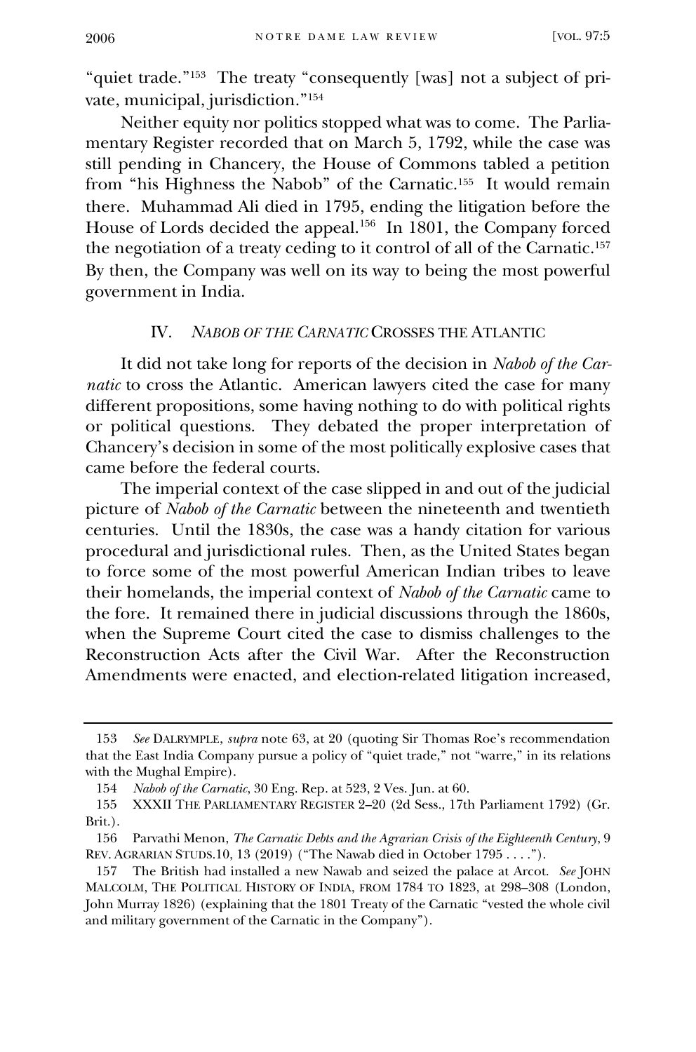"quiet trade."[153] The treaty "consequently [was] not a subject of private, municipal, jurisdiction."[154]

Neither equity nor politics stopped what was to come. The Parliamentary Register recorded that on March 5, 1792, while the case was still pending in Chancery, the House of Commons tabled a petition from "his Highness the Nabob" of the Carnatic.[155] It would remain there. Muhammad Ali died in 1795, ending the litigation before the House of Lords decided the appeal.[156] In 1801, the Company forced the negotiation of a treaty ceding to it control of all of the Carnatic.[157] By then, the Company was well on its way to being the most powerful government in India.

## IV. *NABOB OF THE CARNATIC* CROSSES THE ATLANTIC

It did not take long for reports of the decision in *Nabob of the Carnatic* to cross the Atlantic. American lawyers cited the case for many different propositions, some having nothing to do with political rights or political questions. They debated the proper interpretation of Chancery's decision in some of the most politically explosive cases that came before the federal courts.

The imperial context of the case slipped in and out of the judicial picture of *Nabob of the Carnatic* between the nineteenth and twentieth centuries. Until the 1830s, the case was a handy citation for various procedural and jurisdictional rules. Then, as the United States began to force some of the most powerful American Indian tribes to leave their homelands, the imperial context of *Nabob of the Carnatic* came to the fore. It remained there in judicial discussions through the 1860s, when the Supreme Court cited the case to dismiss challenges to the Reconstruction Acts after the Civil War. After the Reconstruction Amendments were enacted, and election-related litigation increased,

---

153 *See* DALRYMPLE, *supra* note 63, at 20 (quoting Sir Thomas Roe's recommendation that the East India Company pursue a policy of "quiet trade," not "warre," in its relations with the Mughal Empire).

154 *Nabob of the Carnatic*, 30 Eng. Rep. at 523, 2 Ves. Jun. at 60.

155 XXXII THE PARLIAMENTARY REGISTER 2–20 (2d Sess., 17th Parliament 1792) (Gr. Brit.).

156 Parvathi Menon, *The Carnatic Debts and the Agrarian Crisis of the Eighteenth Century*, 9 REV. AGRARIAN STUDS.10, 13 (2019) ("The Nawab died in October 1795 . . . .").

157 The British had installed a new Nawab and seized the palace at Arcot. *See* JOHN MALCOLM, THE POLITICAL HISTORY OF INDIA, FROM 1784 TO 1823, at 298–308 (London, John Murray 1826) (explaining that the 1801 Treaty of the Carnatic "vested the whole civil and military government of the Carnatic in the Company").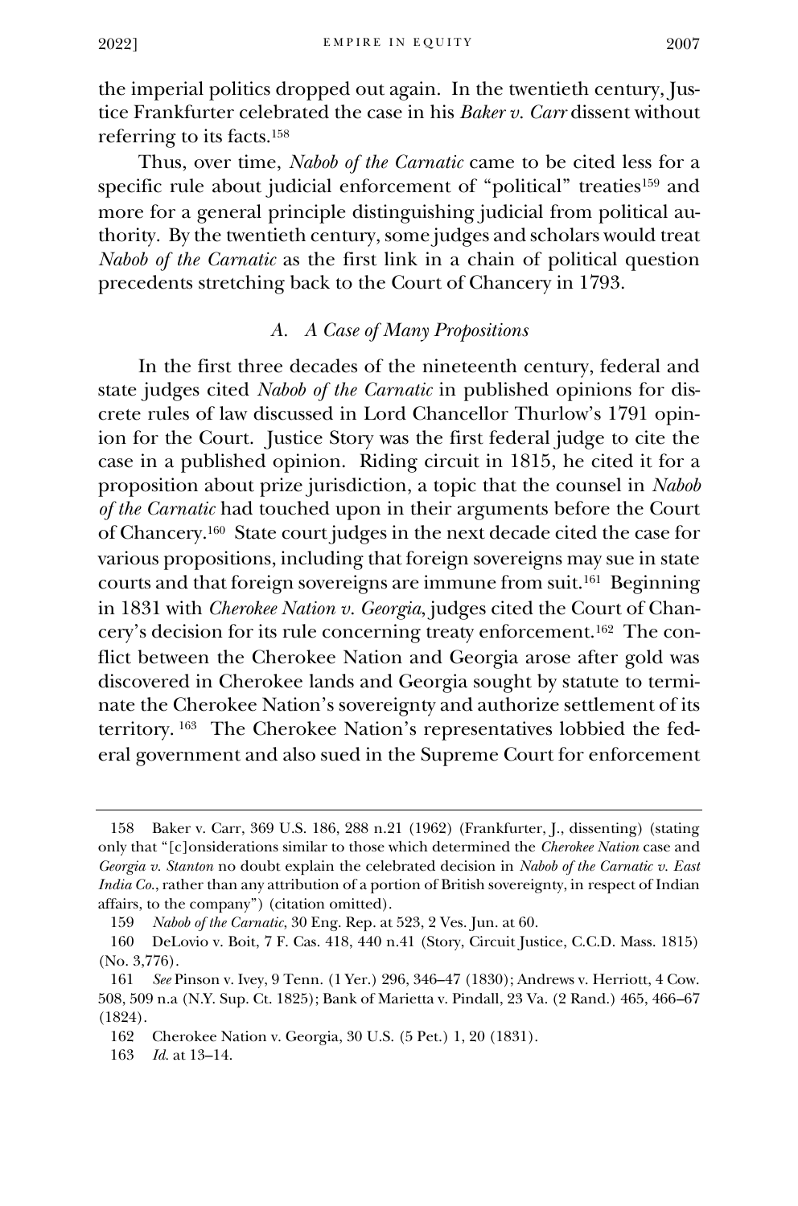the imperial politics dropped out again. In the twentieth century, Justice Frankfurter celebrated the case in his *Baker v. Carr* dissent without referring to its facts.[158]

Thus, over time, *Nabob of the Carnatic* came to be cited less for a specific rule about judicial enforcement of "political" treaties[159] and more for a general principle distinguishing judicial from political authority. By the twentieth century, some judges and scholars would treat *Nabob of the Carnatic* as the first link in a chain of political question precedents stretching back to the Court of Chancery in 1793.

### *A. A Case of Many Propositions*

In the first three decades of the nineteenth century, federal and state judges cited *Nabob of the Carnatic* in published opinions for discrete rules of law discussed in Lord Chancellor Thurlow's 1791 opinion for the Court. Justice Story was the first federal judge to cite the case in a published opinion. Riding circuit in 1815, he cited it for a proposition about prize jurisdiction, a topic that the counsel in *Nabob of the Carnatic* had touched upon in their arguments before the Court of Chancery.[160] State court judges in the next decade cited the case for various propositions, including that foreign sovereigns may sue in state courts and that foreign sovereigns are immune from suit.[161] Beginning in 1831 with *Cherokee Nation v. Georgia*, judges cited the Court of Chancery's decision for its rule concerning treaty enforcement.[162] The conflict between the Cherokee Nation and Georgia arose after gold was discovered in Cherokee lands and Georgia sought by statute to terminate the Cherokee Nation's sovereignty and authorize settlement of its territory.[163] The Cherokee Nation's representatives lobbied the federal government and also sued in the Supreme Court for enforcement

---

158 Baker v. Carr, 369 U.S. 186, 288 n.21 (1962) (Frankfurter, J., dissenting) (stating only that "[c]onsiderations similar to those which determined the *Cherokee Nation* case and *Georgia v. Stanton* no doubt explain the celebrated decision in *Nabob of the Carnatic v. East India Co.*, rather than any attribution of a portion of British sovereignty, in respect of Indian affairs, to the company") (citation omitted).

159 *Nabob of the Carnatic*, 30 Eng. Rep. at 523, 2 Ves. Jun. at 60.

160 DeLovio v. Boit, 7 F. Cas. 418, 440 n.41 (Story, Circuit Justice, C.C.D. Mass. 1815) (No. 3,776).

161 *See* Pinson v. Ivey, 9 Tenn. (1 Yer.) 296, 346–47 (1830); Andrews v. Herriott, 4 Cow. 508, 509 n.a (N.Y. Sup. Ct. 1825); Bank of Marietta v. Pindall, 23 Va. (2 Rand.) 465, 466–67 (1824).

162 Cherokee Nation v. Georgia, 30 U.S. (5 Pet.) 1, 20 (1831).

163 *Id.* at 13–14.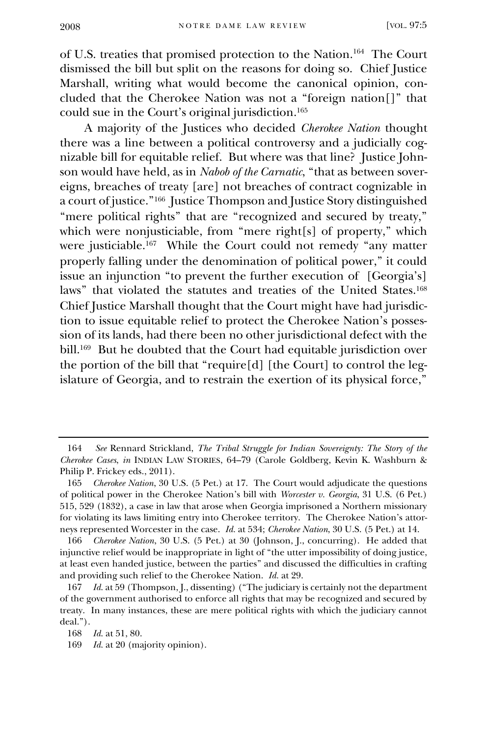of U.S. treaties that promised protection to the Nation.[164] The Court dismissed the bill but split on the reasons for doing so. Chief Justice Marshall, writing what would become the canonical opinion, concluded that the Cherokee Nation was not a "foreign nation[]" that could sue in the Court's original jurisdiction.[165]

A majority of the Justices who decided *Cherokee Nation* thought there was a line between a political controversy and a judicially cognizable bill for equitable relief. But where was that line? Justice Johnson would have held, as in *Nabob of the Carnatic*, "that as between sovereigns, breaches of treaty [are] not breaches of contract cognizable in a court of justice."[166] Justice Thompson and Justice Story distinguished "mere political rights" that are "recognized and secured by treaty," which were nonjusticiable, from "mere right[s] of property," which were justiciable.[167] While the Court could not remedy "any matter properly falling under the denomination of political power," it could issue an injunction "to prevent the further execution of [Georgia's] laws" that violated the statutes and treaties of the United States.[168] Chief Justice Marshall thought that the Court might have had jurisdiction to issue equitable relief to protect the Cherokee Nation's possession of its lands, had there been no other jurisdictional defect with the bill.[169] But he doubted that the Court had equitable jurisdiction over the portion of the bill that "require[d] [the Court] to control the legislature of Georgia, and to restrain the exertion of its physical force,"

---

164 *See* Rennard Strickland, *The Tribal Struggle for Indian Sovereignty: The Story of the Cherokee Cases*, *in* INDIAN LAW STORIES, 64–79 (Carole Goldberg, Kevin K. Washburn & Philip P. Frickey eds., 2011).

165 *Cherokee Nation*, 30 U.S. (5 Pet.) at 17. The Court would adjudicate the questions of political power in the Cherokee Nation's bill with *Worcester v. Georgia*, 31 U.S. (6 Pet.) 515, 529 (1832), a case in law that arose when Georgia imprisoned a Northern missionary for violating its laws limiting entry into Cherokee territory. The Cherokee Nation's attorneys represented Worcester in the case. *Id.* at 534; *Cherokee Nation*, 30 U.S. (5 Pet.) at 14.

166 *Cherokee Nation*, 30 U.S. (5 Pet.) at 30 (Johnson, J., concurring). He added that injunctive relief would be inappropriate in light of "the utter impossibility of doing justice, at least even handed justice, between the parties" and discussed the difficulties in crafting and providing such relief to the Cherokee Nation. *Id.* at 29.

167 *Id.* at 59 (Thompson, J., dissenting) ("The judiciary is certainly not the department of the government authorised to enforce all rights that may be recognized and secured by treaty. In many instances, these are mere political rights with which the judiciary cannot deal.").

168 *Id.* at 51, 80.

169 *Id.* at 20 (majority opinion).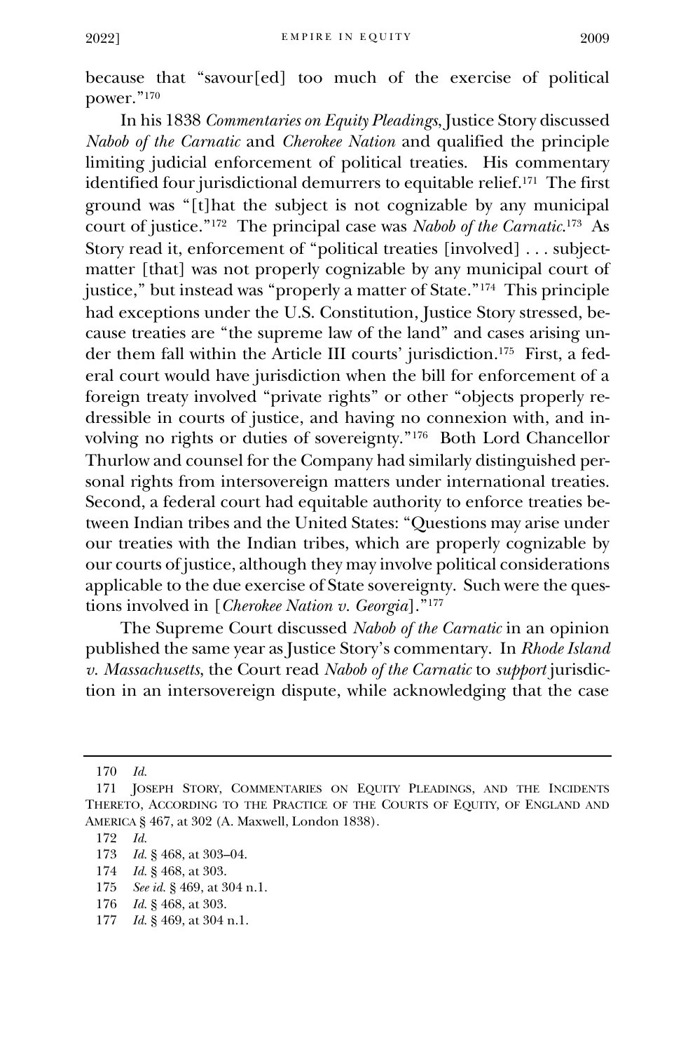because that "savour[ed] too much of the exercise of political power."[170]

In his 1838 *Commentaries on Equity Pleadings*, Justice Story discussed *Nabob of the Carnatic* and *Cherokee Nation* and qualified the principle limiting judicial enforcement of political treaties. His commentary identified four jurisdictional demurrers to equitable relief.[171] The first ground was "[t]hat the subject is not cognizable by any municipal court of justice."[172] The principal case was *Nabob of the Carnatic*.[173] As Story read it, enforcement of "political treaties [involved] . . . subject-matter [that] was not properly cognizable by any municipal court of justice," but instead was "properly a matter of State."[174] This principle had exceptions under the U.S. Constitution, Justice Story stressed, because treaties are "the supreme law of the land" and cases arising under them fall within the Article III courts' jurisdiction.[175] First, a federal court would have jurisdiction when the bill for enforcement of a foreign treaty involved "private rights" or other "objects properly redressible in courts of justice, and having no connexion with, and involving no rights or duties of sovereignty."[176] Both Lord Chancellor Thurlow and counsel for the Company had similarly distinguished personal rights from intersovereign matters under international treaties. Second, a federal court had equitable authority to enforce treaties between Indian tribes and the United States: "Questions may arise under our treaties with the Indian tribes, which are properly cognizable by our courts of justice, although they may involve political considerations applicable to the due exercise of State sovereignty. Such were the questions involved in [*Cherokee Nation v. Georgia*]."[177]

The Supreme Court discussed *Nabob of the Carnatic* in an opinion published the same year as Justice Story's commentary. In *Rhode Island v. Massachusetts*, the Court read *Nabob of the Carnatic* to *support* jurisdiction in an intersovereign dispute, while acknowledging that the case

---

170 *Id.*

171 JOSEPH STORY, COMMENTARIES ON EQUITY PLEADINGS, AND THE INCIDENTS THERETO, ACCORDING TO THE PRACTICE OF THE COURTS OF EQUITY, OF ENGLAND AND AMERICA § 467, at 302 (A. Maxwell, London 1838).

172 *Id.*

173 *Id.* § 468, at 303–04.

174 *Id.* § 468, at 303.

175 *See id.* § 469, at 304 n.1.

176 *Id.* § 468, at 303.

177 *Id.* § 469, at 304 n.1.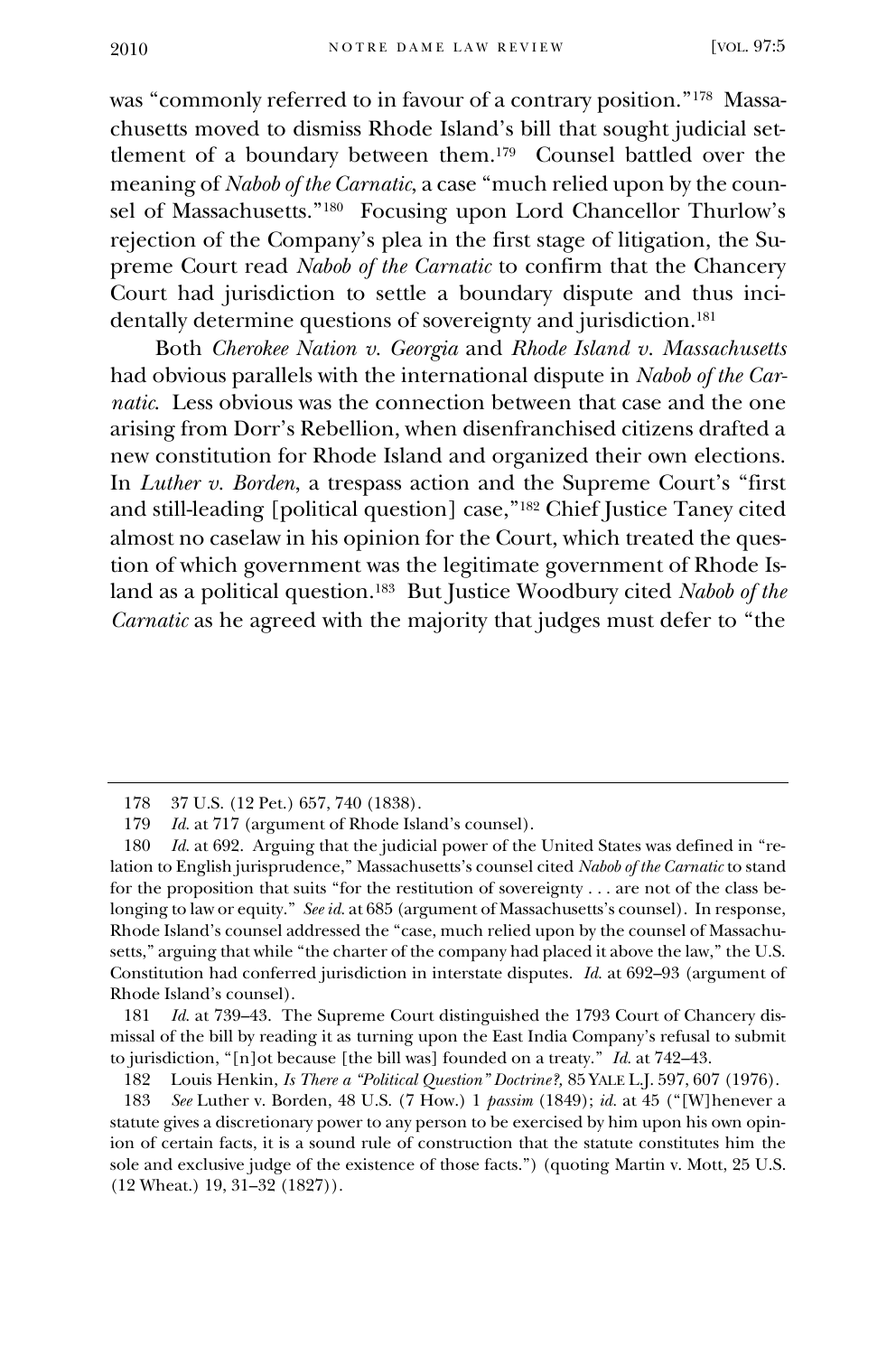was "commonly referred to in favour of a contrary position."[178] Massachusetts moved to dismiss Rhode Island's bill that sought judicial settlement of a boundary between them.[179] Counsel battled over the meaning of *Nabob of the Carnatic*, a case "much relied upon by the counsel of Massachusetts."[180] Focusing upon Lord Chancellor Thurlow's rejection of the Company's plea in the first stage of litigation, the Supreme Court read *Nabob of the Carnatic* to confirm that the Chancery Court had jurisdiction to settle a boundary dispute and thus incidentally determine questions of sovereignty and jurisdiction.[181]

Both *Cherokee Nation v. Georgia* and *Rhode Island v. Massachusetts* had obvious parallels with the international dispute in *Nabob of the Carnatic*. Less obvious was the connection between that case and the one arising from Dorr's Rebellion, when disenfranchised citizens drafted a new constitution for Rhode Island and organized their own elections. In *Luther v. Borden*, a trespass action and the Supreme Court's "first and still-leading [political question] case,"[182] Chief Justice Taney cited almost no caselaw in his opinion for the Court, which treated the question of which government was the legitimate government of Rhode Island as a political question.[183] But Justice Woodbury cited *Nabob of the Carnatic* as he agreed with the majority that judges must defer to "the

---

178 37 U.S. (12 Pet.) 657, 740 (1838).

179 *Id.* at 717 (argument of Rhode Island's counsel).

180 *Id.* at 692. Arguing that the judicial power of the United States was defined in "relation to English jurisprudence," Massachusetts's counsel cited *Nabob of the Carnatic* to stand for the proposition that suits "for the restitution of sovereignty . . . are not of the class belonging to law or equity." *See id.* at 685 (argument of Massachusetts's counsel). In response, Rhode Island's counsel addressed the "case, much relied upon by the counsel of Massachusetts," arguing that while "the charter of the company had placed it above the law," the U.S. Constitution had conferred jurisdiction in interstate disputes. *Id.* at 692–93 (argument of Rhode Island's counsel).

181 *Id.* at 739–43. The Supreme Court distinguished the 1793 Court of Chancery dismissal of the bill by reading it as turning upon the East India Company's refusal to submit to jurisdiction, "[n]ot because [the bill was] founded on a treaty." *Id.* at 742–43.

182 Louis Henkin, *Is There a "Political Question" Doctrine?*, 85 YALE L.J. 597, 607 (1976).

183 *See* Luther v. Borden, 48 U.S. (7 How.) 1 *passim* (1849); *id.* at 45 ("[W]henever a statute gives a discretionary power to any person to be exercised by him upon his own opinion of certain facts, it is a sound rule of construction that the statute constitutes him the sole and exclusive judge of the existence of those facts.") (quoting Martin v. Mott, 25 U.S. (12 Wheat.) 19, 31–32 (1827)).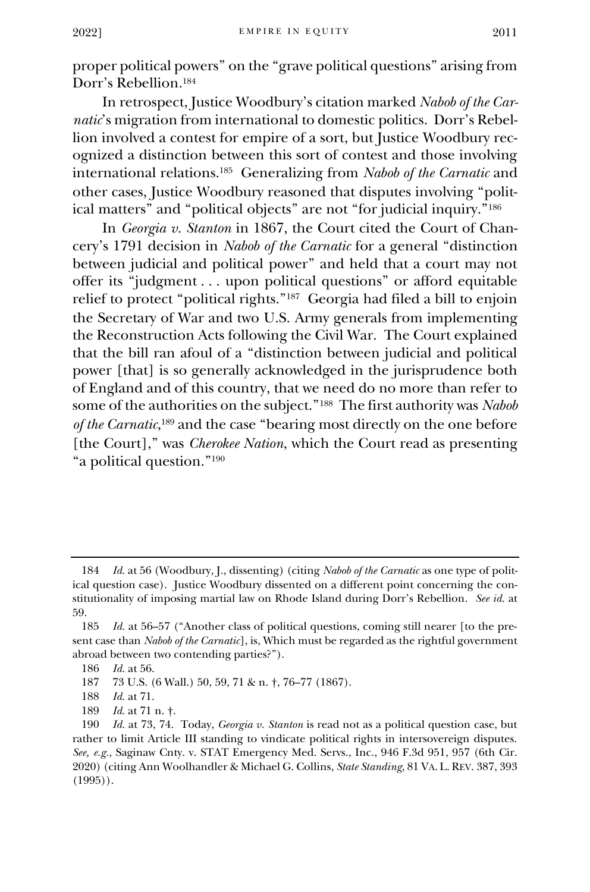proper political powers" on the "grave political questions" arising from Dorr's Rebellion.[184]

In retrospect, Justice Woodbury's citation marked *Nabob of the Carnatic*'s migration from international to domestic politics. Dorr's Rebellion involved a contest for empire of a sort, but Justice Woodbury recognized a distinction between this sort of contest and those involving international relations.[185] Generalizing from *Nabob of the Carnatic* and other cases, Justice Woodbury reasoned that disputes involving "political matters" and "political objects" are not "for judicial inquiry."[186]

In *Georgia v. Stanton* in 1867, the Court cited the Court of Chancery's 1791 decision in *Nabob of the Carnatic* for a general "distinction between judicial and political power" and held that a court may not offer its "judgment . . . upon political questions" or afford equitable relief to protect "political rights."[187] Georgia had filed a bill to enjoin the Secretary of War and two U.S. Army generals from implementing the Reconstruction Acts following the Civil War. The Court explained that the bill ran afoul of a "distinction between judicial and political power [that] is so generally acknowledged in the jurisprudence both of England and of this country, that we need do no more than refer to some of the authorities on the subject."[188] The first authority was *Nabob of the Carnatic*,[189] and the case "bearing most directly on the one before [the Court]," was *Cherokee Nation*, which the Court read as presenting "a political question."[190]

---

184 *Id.* at 56 (Woodbury, J., dissenting) (citing *Nabob of the Carnatic* as one type of political question case). Justice Woodbury dissented on a different point concerning the constitutionality of imposing martial law on Rhode Island during Dorr's Rebellion. *See id.* at 59.

185 *Id.* at 56–57 ("Another class of political questions, coming still nearer [to the present case than *Nabob of the Carnatic*], is, Which must be regarded as the rightful government abroad between two contending parties?").

186 *Id.* at 56.

187 73 U.S. (6 Wall.) 50, 59, 71 & n. †, 76–77 (1867).

188 *Id.* at 71.

189 *Id.* at 71 n. †.

190 *Id.* at 73, 74. Today, *Georgia v. Stanton* is read not as a political question case, but rather to limit Article III standing to vindicate political rights in intersovereign disputes. *See, e.g.*, Saginaw Cnty. v. STAT Emergency Med. Servs., Inc., 946 F.3d 951, 957 (6th Cir. 2020) (citing Ann Woolhandler & Michael G. Collins, *State Standing*, 81 VA. L. REV. 387, 393 (1995)).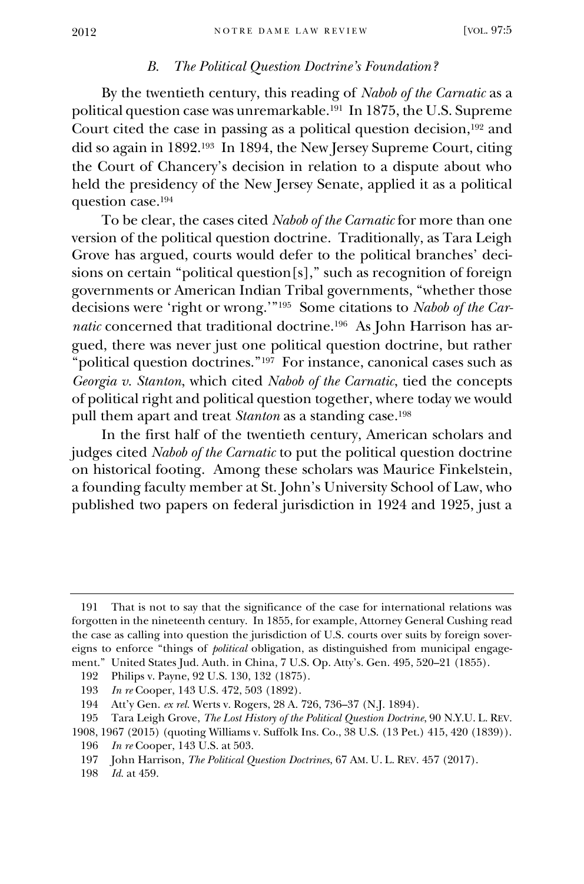### *B. The Political Question Doctrine's Foundation?*

By the twentieth century, this reading of *Nabob of the Carnatic* as a political question case was unremarkable.[191] In 1875, the U.S. Supreme Court cited the case in passing as a political question decision,[192] and did so again in 1892.[193] In 1894, the New Jersey Supreme Court, citing the Court of Chancery's decision in relation to a dispute about who held the presidency of the New Jersey Senate, applied it as a political question case.[194]

To be clear, the cases cited *Nabob of the Carnatic* for more than one version of the political question doctrine. Traditionally, as Tara Leigh Grove has argued, courts would defer to the political branches' decisions on certain "political question[s]," such as recognition of foreign governments or American Indian Tribal governments, "whether those decisions were 'right or wrong.'"[195] Some citations to *Nabob of the Carnatic* concerned that traditional doctrine.[196] As John Harrison has argued, there was never just one political question doctrine, but rather "political question doctrines."[197] For instance, canonical cases such as *Georgia v. Stanton*, which cited *Nabob of the Carnatic*, tied the concepts of political right and political question together, where today we would pull them apart and treat *Stanton* as a standing case.[198]

In the first half of the twentieth century, American scholars and judges cited *Nabob of the Carnatic* to put the political question doctrine on historical footing. Among these scholars was Maurice Finkelstein, a founding faculty member at St. John's University School of Law, who published two papers on federal jurisdiction in 1924 and 1925, just a

---

191 That is not to say that the significance of the case for international relations was forgotten in the nineteenth century. In 1855, for example, Attorney General Cushing read the case as calling into question the jurisdiction of U.S. courts over suits by foreign sovereigns to enforce "things of *political* obligation, as distinguished from municipal engagement." United States Jud. Auth. in China, 7 U.S. Op. Att'y's. Gen. 495, 520–21 (1855).

192 Philips v. Payne, 92 U.S. 130, 132 (1875).

193 *In re* Cooper, 143 U.S. 472, 503 (1892).

194 Att'y Gen. *ex rel.* Werts v. Rogers, 28 A. 726, 736–37 (N.J. 1894).

195 Tara Leigh Grove, *The Lost History of the Political Question Doctrine*, 90 N.Y.U. L. REV. 1908, 1967 (2015) (quoting Williams v. Suffolk Ins. Co., 38 U.S. (13 Pet.) 415, 420 (1839)).

196 *In re* Cooper, 143 U.S. at 503.

197 John Harrison, *The Political Question Doctrines*, 67 AM. U. L. REV. 457 (2017).

198 *Id.* at 459.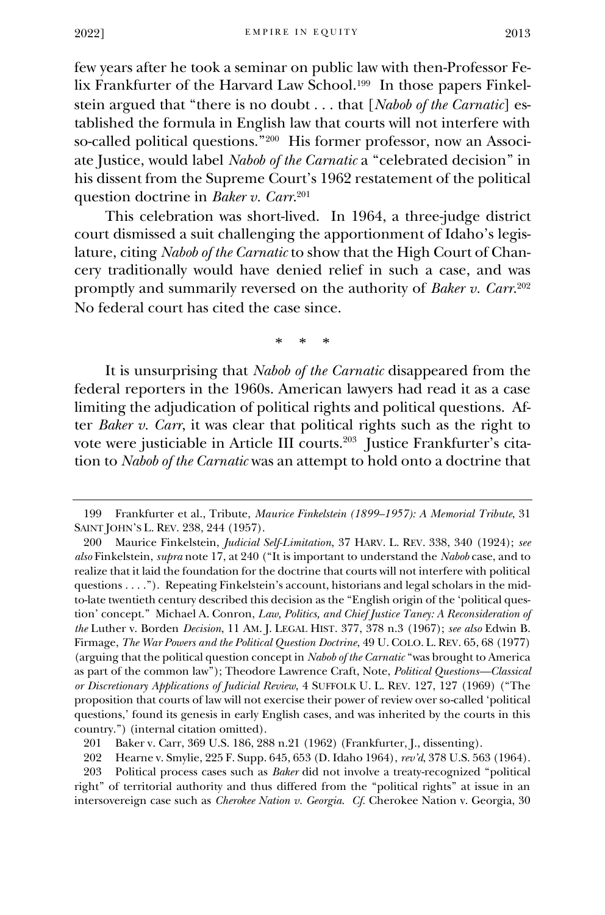few years after he took a seminar on public law with then-Professor Felix Frankfurter of the Harvard Law School.[199] In those papers Finkelstein argued that "there is no doubt . . . that [*Nabob of the Carnatic*] established the formula in English law that courts will not interfere with so-called political questions."[200] His former professor, now an Associate Justice, would label *Nabob of the Carnatic* a "celebrated decision" in his dissent from the Supreme Court's 1962 restatement of the political question doctrine in *Baker v. Carr*.[201]

This celebration was short-lived. In 1964, a three-judge district court dismissed a suit challenging the apportionment of Idaho's legislature, citing *Nabob of the Carnatic* to show that the High Court of Chancery traditionally would have denied relief in such a case, and was promptly and summarily reversed on the authority of *Baker v. Carr*.[202] No federal court has cited the case since.

\* \* \*

It is unsurprising that *Nabob of the Carnatic* disappeared from the federal reporters in the 1960s. American lawyers had read it as a case limiting the adjudication of political rights and political questions. After *Baker v. Carr*, it was clear that political rights such as the right to vote were justiciable in Article III courts.[203] Justice Frankfurter's citation to *Nabob of the Carnatic* was an attempt to hold onto a doctrine that

---

199 Frankfurter et al., Tribute, *Maurice Finkelstein (1899–1957): A Memorial Tribute*, 31 SAINT JOHN'S L. REV. 238, 244 (1957).

200 Maurice Finkelstein, *Judicial Self-Limitation*, 37 HARV. L. REV. 338, 340 (1924); *see also* Finkelstein, *supra* note 17, at 240 ("It is important to understand the *Nabob* case, and to realize that it laid the foundation for the doctrine that courts will not interfere with political questions . . . ."). Repeating Finkelstein's account, historians and legal scholars in the mid-to-late twentieth century described this decision as the "English origin of the 'political question' concept." Michael A. Conron, *Law, Politics, and Chief Justice Taney: A Reconsideration of the* Luther v. Borden *Decision*, 11 AM. J. LEGAL HIST. 377, 378 n.3 (1967); *see also* Edwin B. Firmage, *The War Powers and the Political Question Doctrine*, 49 U. COLO. L. REV. 65, 68 (1977) (arguing that the political question concept in *Nabob of the Carnatic* "was brought to America as part of the common law"); Theodore Lawrence Craft, Note, *Political Questions—Classical or Discretionary Applications of Judicial Review*, 4 SUFFOLK U. L. REV. 127, 127 (1969) ("The proposition that courts of law will not exercise their power of review over so-called 'political questions,' found its genesis in early English cases, and was inherited by the courts in this country.") (internal citation omitted).

201 Baker v. Carr, 369 U.S. 186, 288 n.21 (1962) (Frankfurter, J., dissenting).

202 Hearne v. Smylie, 225 F. Supp. 645, 653 (D. Idaho 1964), *rev'd*, 378 U.S. 563 (1964).

203 Political process cases such as *Baker* did not involve a treaty-recognized "political right" of territorial authority and thus differed from the "political rights" at issue in an intersovereign case such as *Cherokee Nation v. Georgia*. *Cf.* Cherokee Nation v. Georgia, 30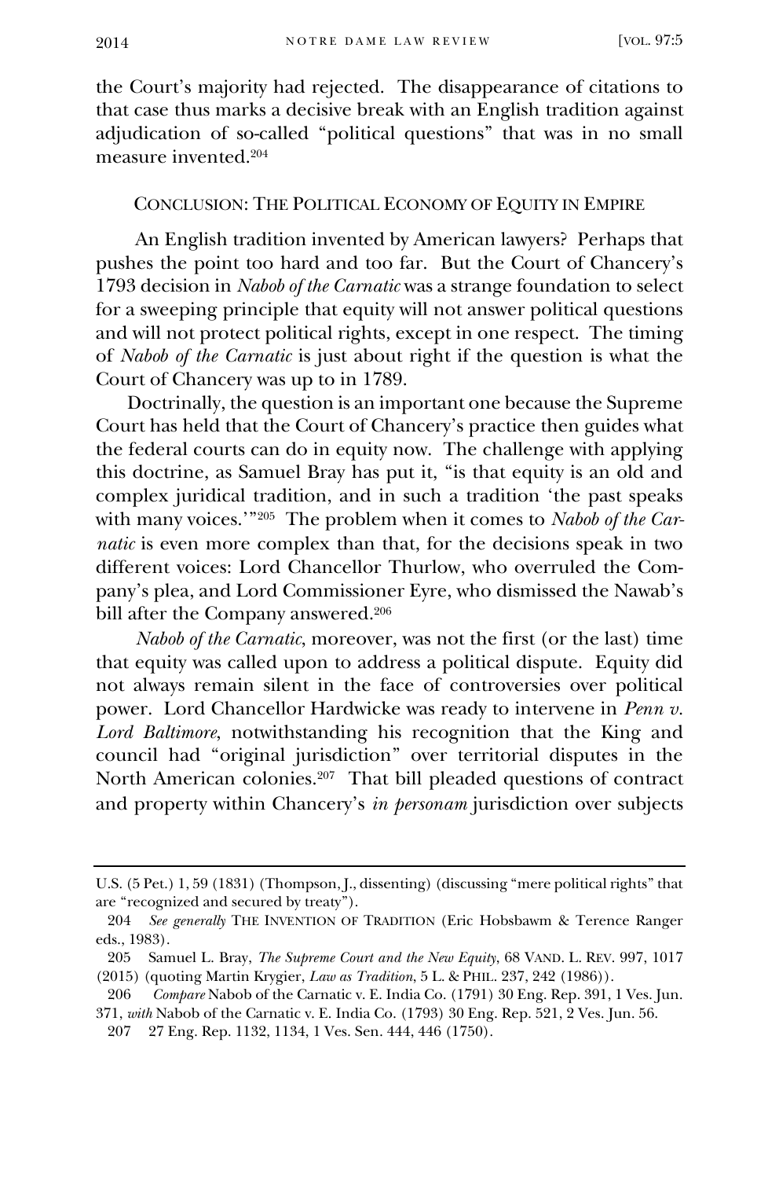the Court's majority had rejected. The disappearance of citations to that case thus marks a decisive break with an English tradition against adjudication of so-called "political questions" that was in no small measure invented.[204]

## CONCLUSION: THE POLITICAL ECONOMY OF EQUITY IN EMPIRE

An English tradition invented by American lawyers? Perhaps that pushes the point too hard and too far. But the Court of Chancery's 1793 decision in *Nabob of the Carnatic* was a strange foundation to select for a sweeping principle that equity will not answer political questions and will not protect political rights, except in one respect. The timing of *Nabob of the Carnatic* is just about right if the question is what the Court of Chancery was up to in 1789.

Doctrinally, the question is an important one because the Supreme Court has held that the Court of Chancery's practice then guides what the federal courts can do in equity now. The challenge with applying this doctrine, as Samuel Bray has put it, "is that equity is an old and complex juridical tradition, and in such a tradition 'the past speaks with many voices.'"[205] The problem when it comes to *Nabob of the Carnatic* is even more complex than that, for the decisions speak in two different voices: Lord Chancellor Thurlow, who overruled the Company's plea, and Lord Commissioner Eyre, who dismissed the Nawab's bill after the Company answered.[206]

*Nabob of the Carnatic*, moreover, was not the first (or the last) time that equity was called upon to address a political dispute. Equity did not always remain silent in the face of controversies over political power. Lord Chancellor Hardwicke was ready to intervene in *Penn v. Lord Baltimore*, notwithstanding his recognition that the King and council had "original jurisdiction" over territorial disputes in the North American colonies.[207] That bill pleaded questions of contract and property within Chancery's *in personam* jurisdiction over subjects

---

U.S. (5 Pet.) 1, 59 (1831) (Thompson, J., dissenting) (discussing "mere political rights" that are "recognized and secured by treaty").

204 *See generally* THE INVENTION OF TRADITION (Eric Hobsbawm & Terence Ranger eds., 1983).

205 Samuel L. Bray, *The Supreme Court and the New Equity*, 68 VAND. L. REV. 997, 1017 (2015) (quoting Martin Krygier, *Law as Tradition*, 5 L. & PHIL. 237, 242 (1986)).

206 *Compare* Nabob of the Carnatic v. E. India Co. (1791) 30 Eng. Rep. 391, 1 Ves. Jun. 371, *with* Nabob of the Carnatic v. E. India Co. (1793) 30 Eng. Rep. 521, 2 Ves. Jun. 56.

207 27 Eng. Rep. 1132, 1134, 1 Ves. Sen. 444, 446 (1750).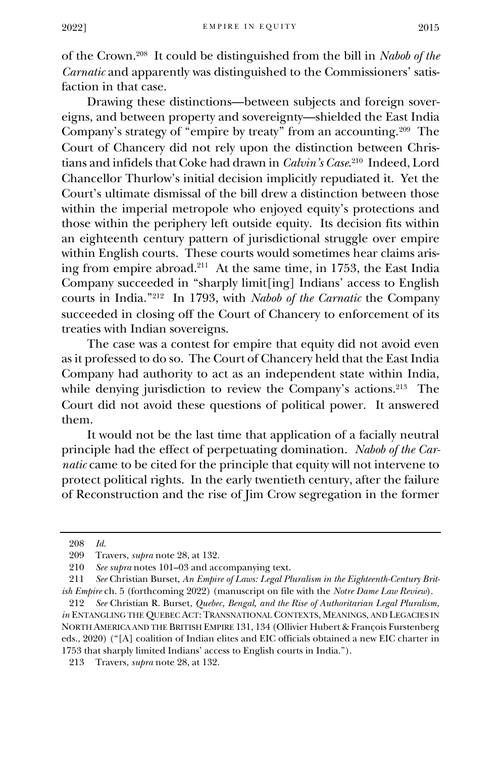of the Crown.[208] It could be distinguished from the bill in *Nabob of the Carnatic* and apparently was distinguished to the Commissioners' satisfaction in that case.

Drawing these distinctions—between subjects and foreign sovereigns, and between property and sovereignty—shielded the East India Company's strategy of "empire by treaty" from an accounting.[209] The Court of Chancery did not rely upon the distinction between Christians and infidels that Coke had drawn in *Calvin's Case*.[210] Indeed, Lord Chancellor Thurlow's initial decision implicitly repudiated it. Yet the Court's ultimate dismissal of the bill drew a distinction between those within the imperial metropole who enjoyed equity's protections and those within the periphery left outside equity. Its decision fits within an eighteenth century pattern of jurisdictional struggle over empire within English courts. These courts would sometimes hear claims arising from empire abroad.[211] At the same time, in 1753, the East India Company succeeded in "sharply limit[ing] Indians' access to English courts in India."[212] In 1793, with *Nabob of the Carnatic* the Company succeeded in closing off the Court of Chancery to enforcement of its treaties with Indian sovereigns.

The case was a contest for empire that equity did not avoid even as it professed to do so. The Court of Chancery held that the East India Company had authority to act as an independent state within India, while denying jurisdiction to review the Company's actions.[213] The Court did not avoid these questions of political power. It answered them.

It would not be the last time that application of a facially neutral principle had the effect of perpetuating domination. *Nabob of the Carnatic* came to be cited for the principle that equity will not intervene to protect political rights. In the early twentieth century, after the failure of Reconstruction and the rise of Jim Crow segregation in the former

---

208 *Id.*

209 Travers, *supra* note 28, at 132.

210 *See supra* notes 101–03 and accompanying text.

211 *See* Christian Burset, *An Empire of Laws: Legal Pluralism in the Eighteenth-Century British Empire* ch. 5 (forthcoming 2022) (manuscript on file with the *Notre Dame Law Review*).

212 *See* Christian R. Burset, *Quebec, Bengal, and the Rise of Authoritarian Legal Pluralism*, *in* ENTANGLING THE QUEBEC ACT: TRANSNATIONAL CONTEXTS, MEANINGS, AND LEGACIES IN NORTH AMERICA AND THE BRITISH EMPIRE 131, 134 (Ollivier Hubert & François Furstenberg eds., 2020) ("[A] coalition of Indian elites and EIC officials obtained a new EIC charter in 1753 that sharply limited Indians' access to English courts in India.").

213 Travers, *supra* note 28, at 132.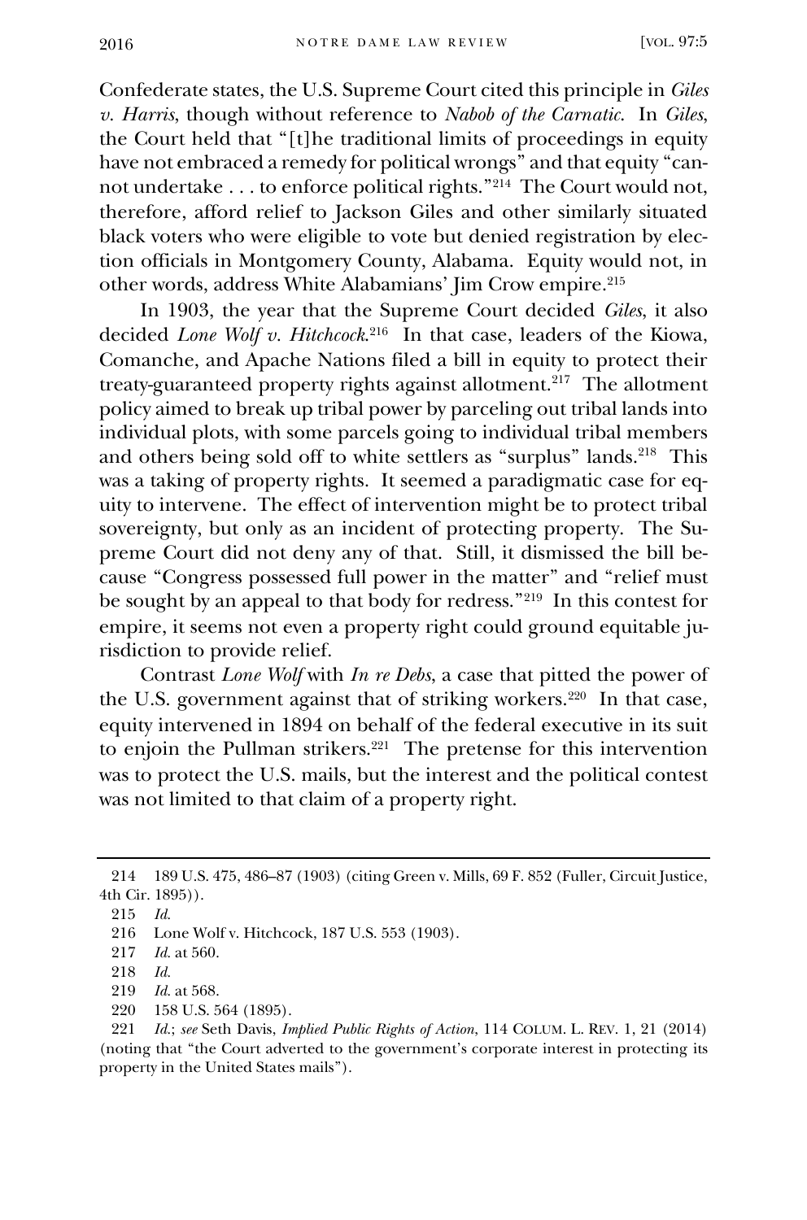Confederate states, the U.S. Supreme Court cited this principle in *Giles v. Harris*, though without reference to *Nabob of the Carnatic*. In *Giles*, the Court held that "[t]he traditional limits of proceedings in equity have not embraced a remedy for political wrongs" and that equity "cannot undertake . . . to enforce political rights."[214] The Court would not, therefore, afford relief to Jackson Giles and other similarly situated black voters who were eligible to vote but denied registration by election officials in Montgomery County, Alabama. Equity would not, in other words, address White Alabamians' Jim Crow empire.[215]

In 1903, the year that the Supreme Court decided *Giles*, it also decided *Lone Wolf v. Hitchcock*.[216] In that case, leaders of the Kiowa, Comanche, and Apache Nations filed a bill in equity to protect their treaty-guaranteed property rights against allotment.[217] The allotment policy aimed to break up tribal power by parceling out tribal lands into individual plots, with some parcels going to individual tribal members and others being sold off to white settlers as "surplus" lands.[218] This was a taking of property rights. It seemed a paradigmatic case for equity to intervene. The effect of intervention might be to protect tribal sovereignty, but only as an incident of protecting property. The Supreme Court did not deny any of that. Still, it dismissed the bill because "Congress possessed full power in the matter" and "relief must be sought by an appeal to that body for redress."[219] In this contest for empire, it seems not even a property right could ground equitable jurisdiction to provide relief.

Contrast *Lone Wolf* with *In re Debs*, a case that pitted the power of the U.S. government against that of striking workers.[220] In that case, equity intervened in 1894 on behalf of the federal executive in its suit to enjoin the Pullman strikers.[221] The pretense for this intervention was to protect the U.S. mails, but the interest and the political contest was not limited to that claim of a property right.

---

214 189 U.S. 475, 486–87 (1903) (citing Green v. Mills, 69 F. 852 (Fuller, Circuit Justice, 4th Cir. 1895)).

215 *Id.*

216 Lone Wolf v. Hitchcock, 187 U.S. 553 (1903).

217 *Id.* at 560.

218 *Id.*

219 *Id.* at 568.

220 158 U.S. 564 (1895).

221 *Id.*; *see* Seth Davis, *Implied Public Rights of Action*, 114 COLUM. L. REV. 1, 21 (2014) (noting that "the Court adverted to the government's corporate interest in protecting its property in the United States mails").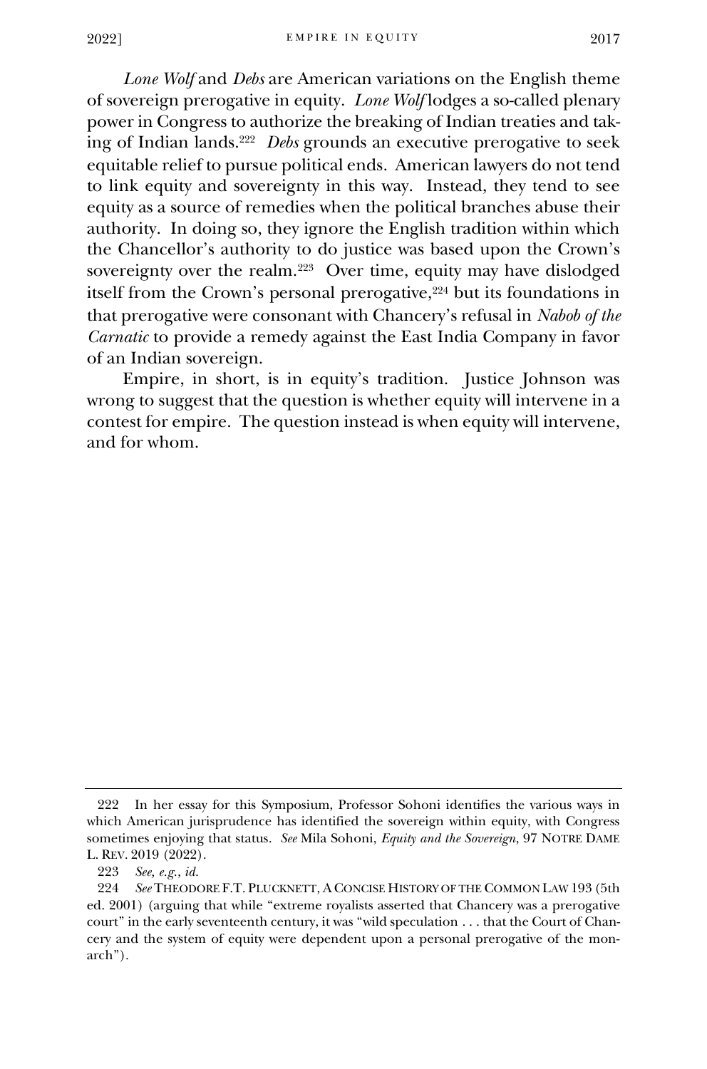*Lone Wolf* and *Debs* are American variations on the English theme of sovereign prerogative in equity. *Lone Wolf* lodges a so-called plenary power in Congress to authorize the breaking of Indian treaties and taking of Indian lands.[222] *Debs* grounds an executive prerogative to seek equitable relief to pursue political ends. American lawyers do not tend to link equity and sovereignty in this way. Instead, they tend to see equity as a source of remedies when the political branches abuse their authority. In doing so, they ignore the English tradition within which the Chancellor's authority to do justice was based upon the Crown's sovereignty over the realm.[223] Over time, equity may have dislodged itself from the Crown's personal prerogative,[224] but its foundations in that prerogative were consonant with Chancery's refusal in *Nabob of the Carnatic* to provide a remedy against the East India Company in favor of an Indian sovereign.

Empire, in short, is in equity's tradition. Justice Johnson was wrong to suggest that the question is whether equity will intervene in a contest for empire. The question instead is when equity will intervene, and for whom.

---

222 In her essay for this Symposium, Professor Sohoni identifies the various ways in which American jurisprudence has identified the sovereign within equity, with Congress sometimes enjoying that status. *See* Mila Sohoni, *Equity and the Sovereign*, 97 NOTRE DAME L. REV. 2019 (2022).

223 *See, e.g.*, *id.*

224 *See* THEODORE F.T. PLUCKNETT, A CONCISE HISTORY OF THE COMMON LAW 193 (5th ed. 2001) (arguing that while "extreme royalists asserted that Chancery was a prerogative court" in the early seventeenth century, it was "wild speculation . . . that the Court of Chancery and the system of equity were dependent upon a personal prerogative of the monarch").